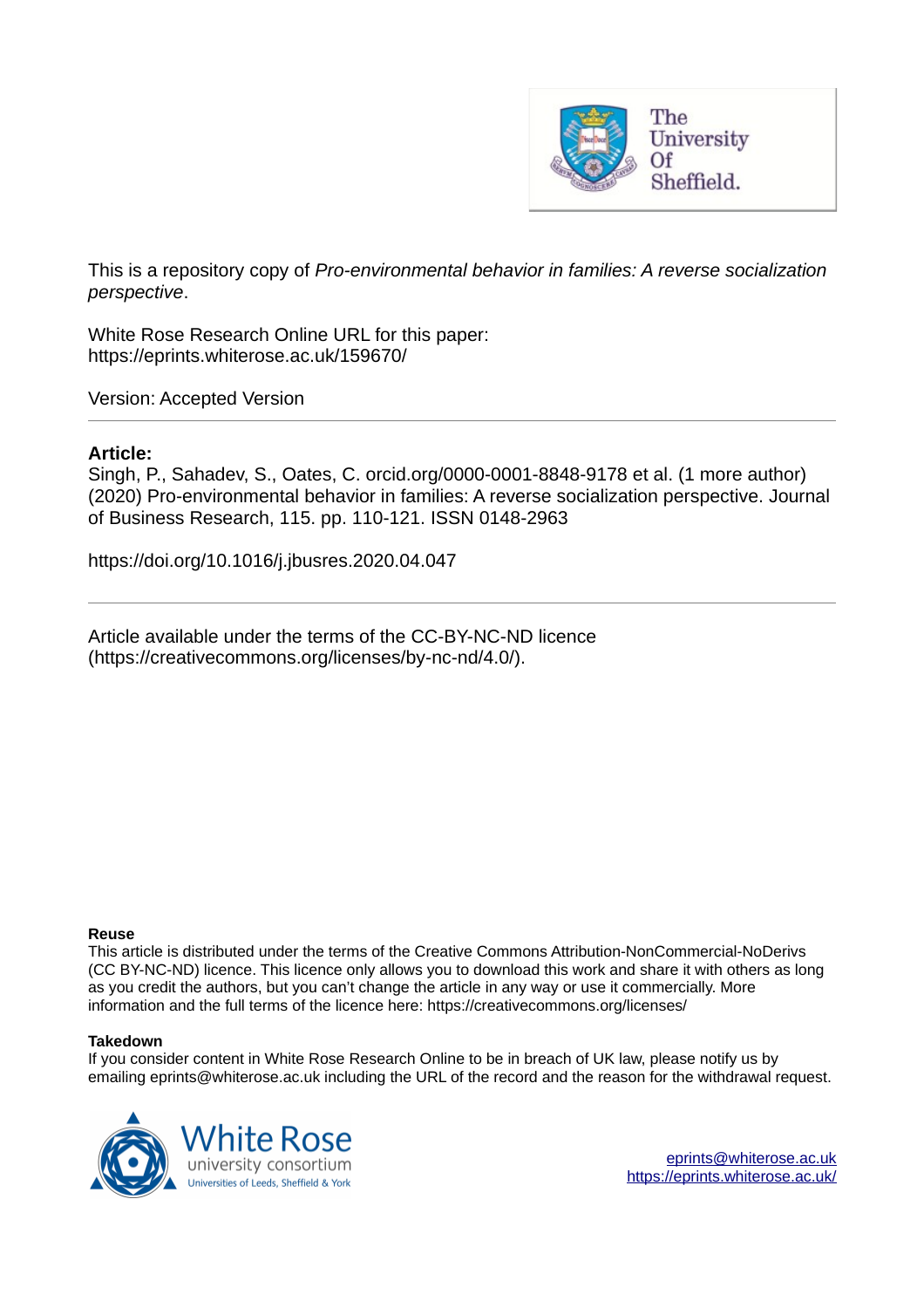This is a repository copy of *Pro-environmental behavior in families: A reverse socialization perspective*.

White Rose Research Online URL for this paper:
https://eprints.whiterose.ac.uk/159670/

Version: Accepted Version

**Article:**

Singh, P., Sahadev, S., Oates, C. orcid.org/0000-0001-8848-9178 et al. (1 more author) (2020) Pro-environmental behavior in families: A reverse socialization perspective. Journal of Business Research, 115. pp. 110-121. ISSN 0148-2963

https://doi.org/10.1016/j.jbusres.2020.04.047

Article available under the terms of the CC-BY-NC-ND licence (https://creativecommons.org/licenses/by-nc-nd/4.0/).

**Reuse**

This article is distributed under the terms of the Creative Commons Attribution-NonCommercial-NoDerivs (CC BY-NC-ND) licence. This licence only allows you to download this work and share it with others as long as you credit the authors, but you can't change the article in any way or use it commercially. More information and the full terms of the licence here: https://creativecommons.org/licenses/

**Takedown**

If you consider content in White Rose Research Online to be in breach of UK law, please notify us by emailing eprints@whiterose.ac.uk including the URL of the record and the reason for the withdrawal request.

eprints@whiterose.ac.uk
https://eprints.whiterose.ac.uk/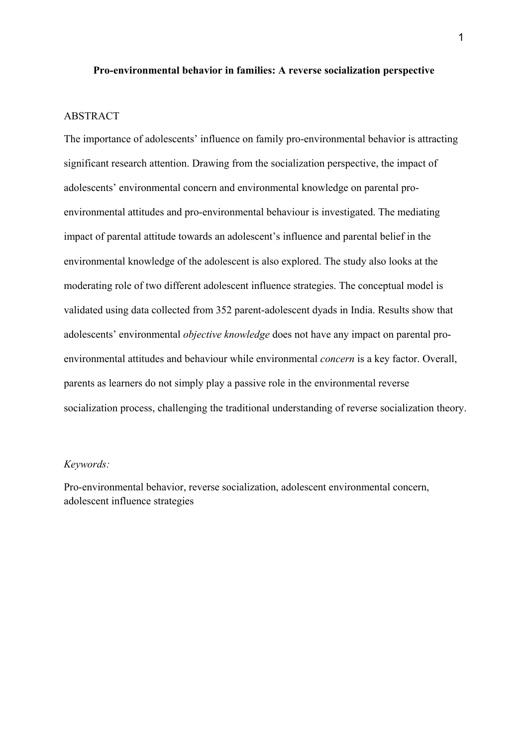**Pro-environmental behavior in families: A reverse socialization perspective**

ABSTRACT

The importance of adolescents' influence on family pro-environmental behavior is attracting significant research attention. Drawing from the socialization perspective, the impact of adolescents' environmental concern and environmental knowledge on parental pro-environmental attitudes and pro-environmental behaviour is investigated. The mediating impact of parental attitude towards an adolescent's influence and parental belief in the environmental knowledge of the adolescent is also explored. The study also looks at the moderating role of two different adolescent influence strategies. The conceptual model is validated using data collected from 352 parent-adolescent dyads in India. Results show that adolescents' environmental *objective knowledge* does not have any impact on parental pro-environmental attitudes and behaviour while environmental *concern* is a key factor. Overall, parents as learners do not simply play a passive role in the environmental reverse socialization process, challenging the traditional understanding of reverse socialization theory.

*Keywords:*

Pro-environmental behavior, reverse socialization, adolescent environmental concern, adolescent influence strategies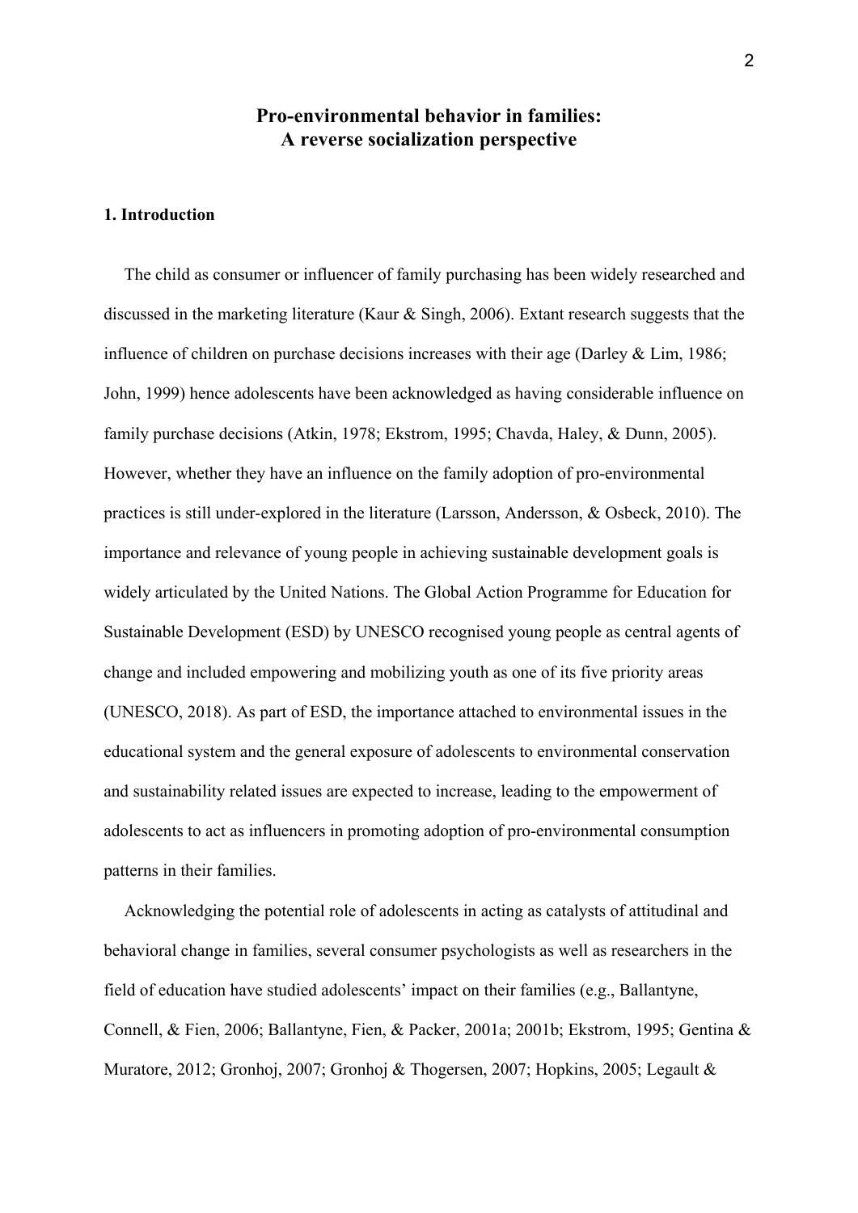# Pro-environmental behavior in families:
# A reverse socialization perspective

## 1. Introduction

The child as consumer or influencer of family purchasing has been widely researched and discussed in the marketing literature (Kaur & Singh, 2006). Extant research suggests that the influence of children on purchase decisions increases with their age (Darley & Lim, 1986; John, 1999) hence adolescents have been acknowledged as having considerable influence on family purchase decisions (Atkin, 1978; Ekstrom, 1995; Chavda, Haley, & Dunn, 2005). However, whether they have an influence on the family adoption of pro-environmental practices is still under-explored in the literature (Larsson, Andersson, & Osbeck, 2010). The importance and relevance of young people in achieving sustainable development goals is widely articulated by the United Nations. The Global Action Programme for Education for Sustainable Development (ESD) by UNESCO recognised young people as central agents of change and included empowering and mobilizing youth as one of its five priority areas (UNESCO, 2018). As part of ESD, the importance attached to environmental issues in the educational system and the general exposure of adolescents to environmental conservation and sustainability related issues are expected to increase, leading to the empowerment of adolescents to act as influencers in promoting adoption of pro-environmental consumption patterns in their families.

Acknowledging the potential role of adolescents in acting as catalysts of attitudinal and behavioral change in families, several consumer psychologists as well as researchers in the field of education have studied adolescents' impact on their families (e.g., Ballantyne, Connell, & Fien, 2006; Ballantyne, Fien, & Packer, 2001a; 2001b; Ekstrom, 1995; Gentina & Muratore, 2012; Gronhoj, 2007; Gronhoj & Thogersen, 2007; Hopkins, 2005; Legault &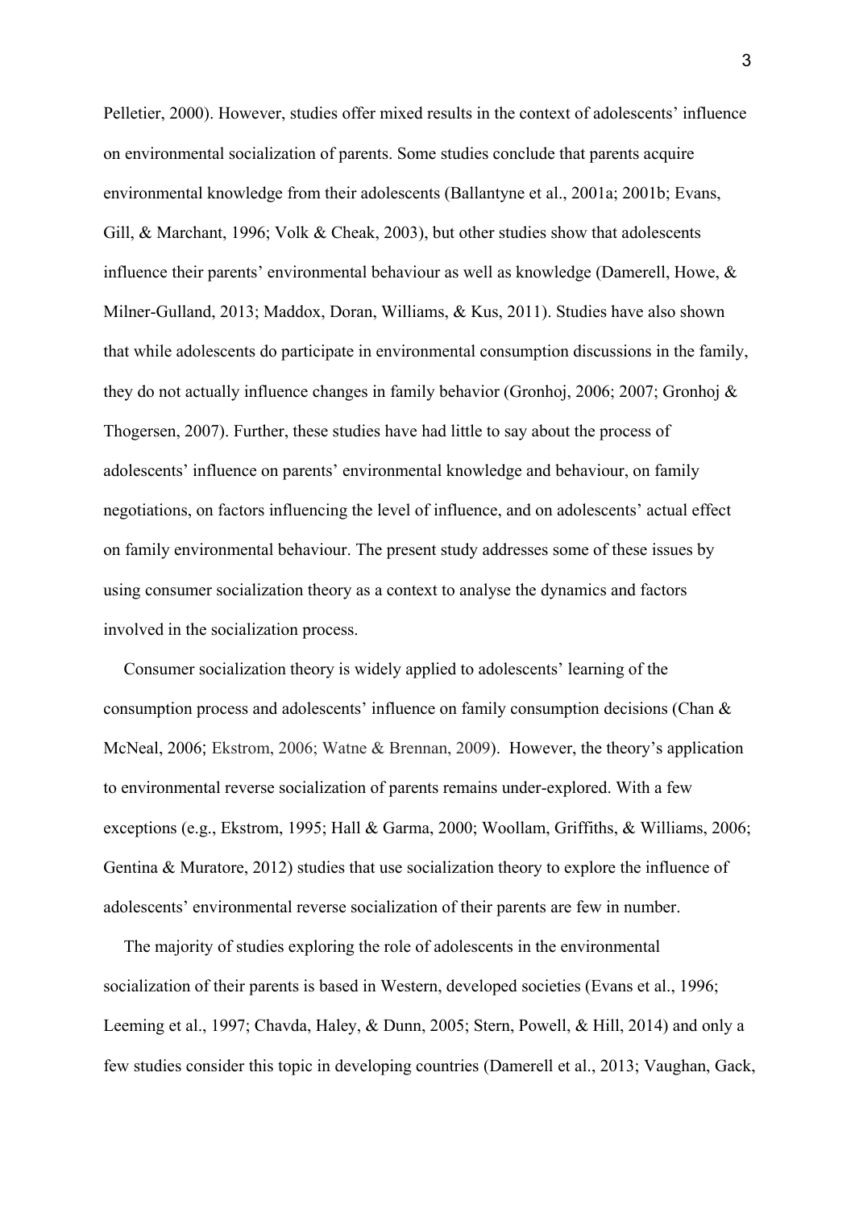Pelletier, 2000). However, studies offer mixed results in the context of adolescents' influence on environmental socialization of parents. Some studies conclude that parents acquire environmental knowledge from their adolescents (Ballantyne et al., 2001a; 2001b; Evans, Gill, & Marchant, 1996; Volk & Cheak, 2003), but other studies show that adolescents influence their parents' environmental behaviour as well as knowledge (Damerell, Howe, & Milner-Gulland, 2013; Maddox, Doran, Williams, & Kus, 2011). Studies have also shown that while adolescents do participate in environmental consumption discussions in the family, they do not actually influence changes in family behavior (Gronhoj, 2006; 2007; Gronhoj & Thogersen, 2007). Further, these studies have had little to say about the process of adolescents' influence on parents' environmental knowledge and behaviour, on family negotiations, on factors influencing the level of influence, and on adolescents' actual effect on family environmental behaviour. The present study addresses some of these issues by using consumer socialization theory as a context to analyse the dynamics and factors involved in the socialization process.

Consumer socialization theory is widely applied to adolescents' learning of the consumption process and adolescents' influence on family consumption decisions (Chan & McNeal, 2006; Ekstrom, 2006; Watne & Brennan, 2009). However, the theory's application to environmental reverse socialization of parents remains under-explored. With a few exceptions (e.g., Ekstrom, 1995; Hall & Garma, 2000; Woollam, Griffiths, & Williams, 2006; Gentina & Muratore, 2012) studies that use socialization theory to explore the influence of adolescents' environmental reverse socialization of their parents are few in number.

The majority of studies exploring the role of adolescents in the environmental socialization of their parents is based in Western, developed societies (Evans et al., 1996; Leeming et al., 1997; Chavda, Haley, & Dunn, 2005; Stern, Powell, & Hill, 2014) and only a few studies consider this topic in developing countries (Damerell et al., 2013; Vaughan, Gack,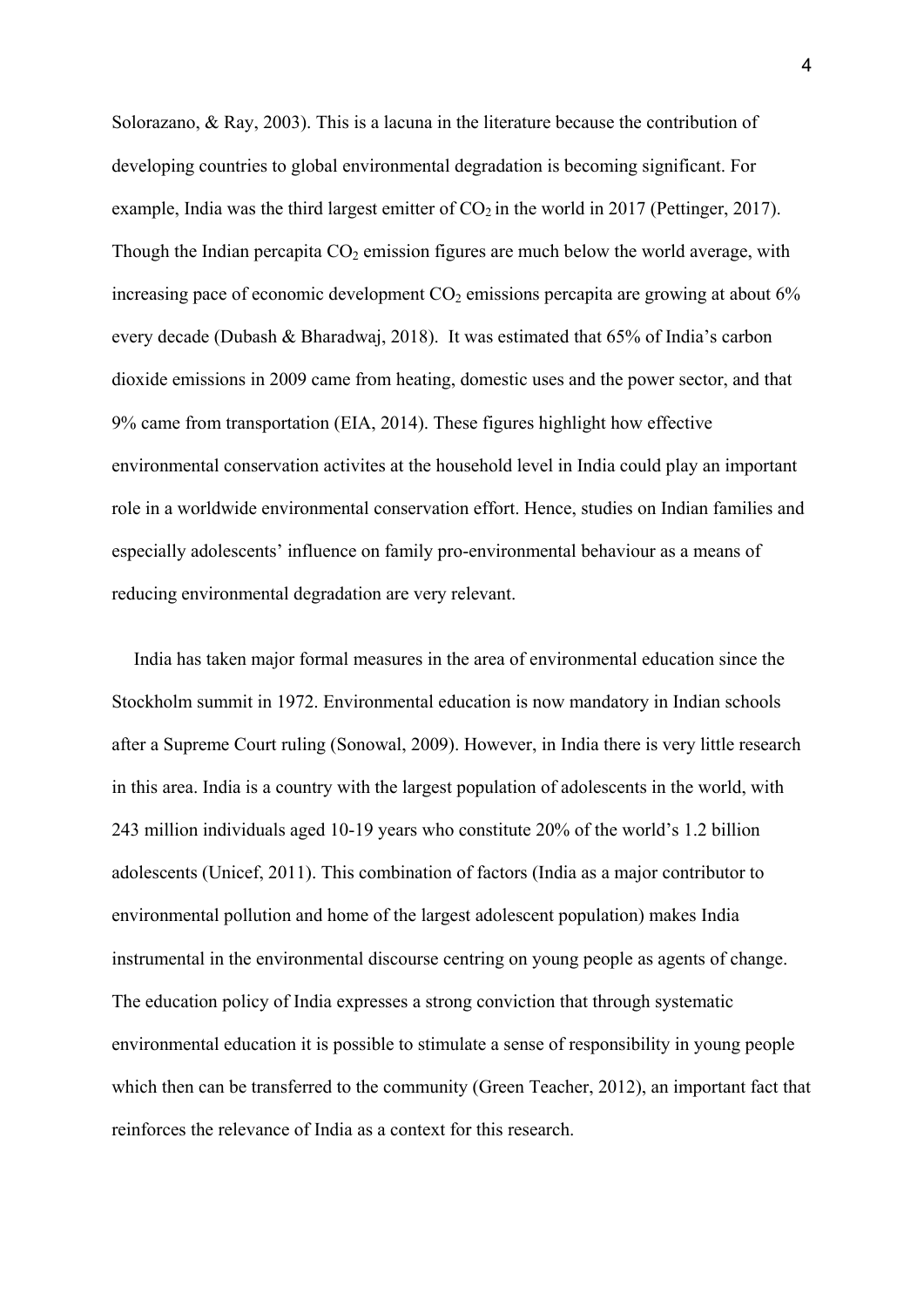Solorazano, & Ray, 2003). This is a lacuna in the literature because the contribution of developing countries to global environmental degradation is becoming significant. For example, India was the third largest emitter of $CO_2$ in the world in 2017 (Pettinger, 2017). Though the Indian percapita $CO_2$ emission figures are much below the world average, with increasing pace of economic development $CO_2$ emissions percapita are growing at about 6% every decade (Dubash & Bharadwaj, 2018). It was estimated that 65% of India's carbon dioxide emissions in 2009 came from heating, domestic uses and the power sector, and that 9% came from transportation (EIA, 2014). These figures highlight how effective environmental conservation activites at the household level in India could play an important role in a worldwide environmental conservation effort. Hence, studies on Indian families and especially adolescents' influence on family pro-environmental behaviour as a means of reducing environmental degradation are very relevant.

India has taken major formal measures in the area of environmental education since the Stockholm summit in 1972. Environmental education is now mandatory in Indian schools after a Supreme Court ruling (Sonowal, 2009). However, in India there is very little research in this area. India is a country with the largest population of adolescents in the world, with 243 million individuals aged 10-19 years who constitute 20% of the world's 1.2 billion adolescents (Unicef, 2011). This combination of factors (India as a major contributor to environmental pollution and home of the largest adolescent population) makes India instrumental in the environmental discourse centring on young people as agents of change. The education policy of India expresses a strong conviction that through systematic environmental education it is possible to stimulate a sense of responsibility in young people which then can be transferred to the community (Green Teacher, 2012), an important fact that reinforces the relevance of India as a context for this research.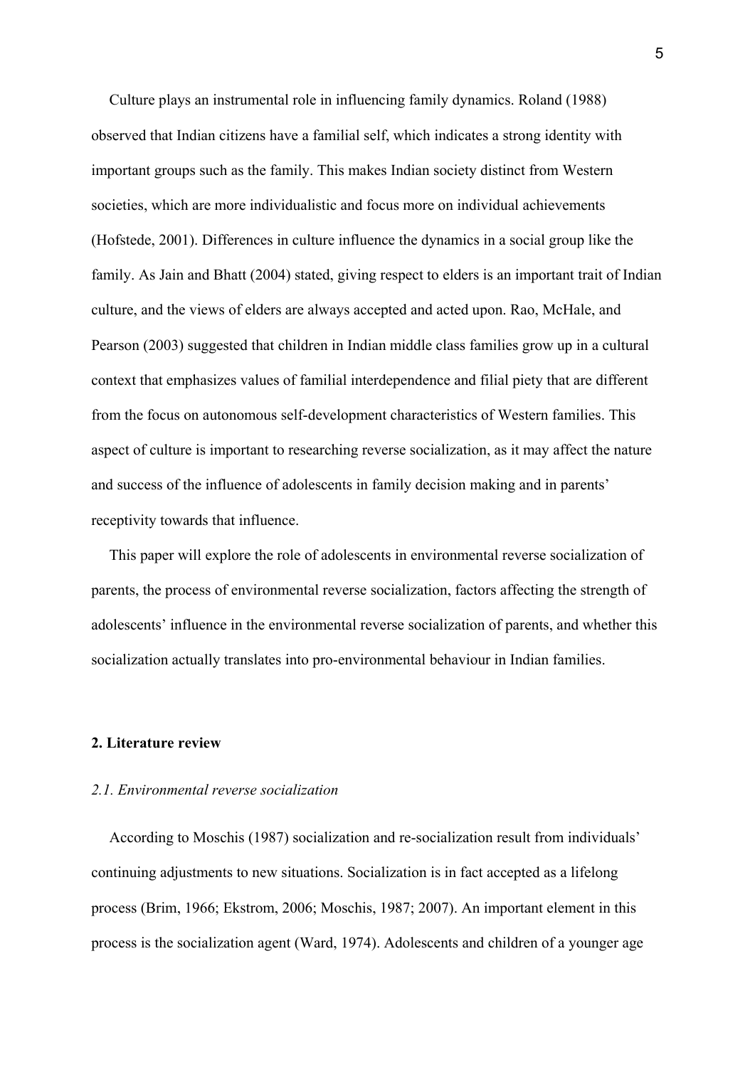Culture plays an instrumental role in influencing family dynamics. Roland (1988) observed that Indian citizens have a familial self, which indicates a strong identity with important groups such as the family. This makes Indian society distinct from Western societies, which are more individualistic and focus more on individual achievements (Hofstede, 2001). Differences in culture influence the dynamics in a social group like the family. As Jain and Bhatt (2004) stated, giving respect to elders is an important trait of Indian culture, and the views of elders are always accepted and acted upon. Rao, McHale, and Pearson (2003) suggested that children in Indian middle class families grow up in a cultural context that emphasizes values of familial interdependence and filial piety that are different from the focus on autonomous self-development characteristics of Western families. This aspect of culture is important to researching reverse socialization, as it may affect the nature and success of the influence of adolescents in family decision making and in parents' receptivity towards that influence.

This paper will explore the role of adolescents in environmental reverse socialization of parents, the process of environmental reverse socialization, factors affecting the strength of adolescents' influence in the environmental reverse socialization of parents, and whether this socialization actually translates into pro-environmental behaviour in Indian families.

## 2. Literature review

### *2.1. Environmental reverse socialization*

According to Moschis (1987) socialization and re-socialization result from individuals' continuing adjustments to new situations. Socialization is in fact accepted as a lifelong process (Brim, 1966; Ekstrom, 2006; Moschis, 1987; 2007). An important element in this process is the socialization agent (Ward, 1974). Adolescents and children of a younger age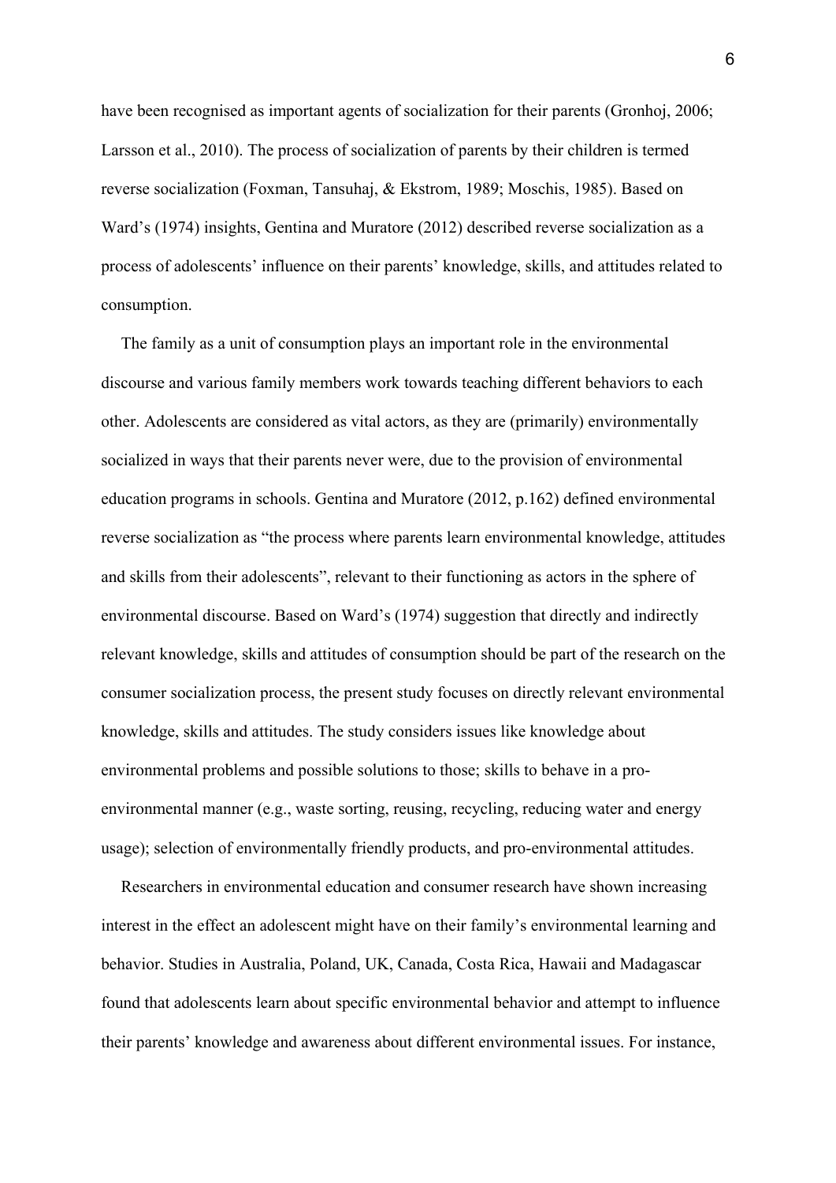have been recognised as important agents of socialization for their parents (Gronhoj, 2006; Larsson et al., 2010). The process of socialization of parents by their children is termed reverse socialization (Foxman, Tansuhaj, & Ekstrom, 1989; Moschis, 1985). Based on Ward's (1974) insights, Gentina and Muratore (2012) described reverse socialization as a process of adolescents' influence on their parents' knowledge, skills, and attitudes related to consumption.

The family as a unit of consumption plays an important role in the environmental discourse and various family members work towards teaching different behaviors to each other. Adolescents are considered as vital actors, as they are (primarily) environmentally socialized in ways that their parents never were, due to the provision of environmental education programs in schools. Gentina and Muratore (2012, p.162) defined environmental reverse socialization as "the process where parents learn environmental knowledge, attitudes and skills from their adolescents", relevant to their functioning as actors in the sphere of environmental discourse. Based on Ward's (1974) suggestion that directly and indirectly relevant knowledge, skills and attitudes of consumption should be part of the research on the consumer socialization process, the present study focuses on directly relevant environmental knowledge, skills and attitudes. The study considers issues like knowledge about environmental problems and possible solutions to those; skills to behave in a pro-environmental manner (e.g., waste sorting, reusing, recycling, reducing water and energy usage); selection of environmentally friendly products, and pro-environmental attitudes.

Researchers in environmental education and consumer research have shown increasing interest in the effect an adolescent might have on their family's environmental learning and behavior. Studies in Australia, Poland, UK, Canada, Costa Rica, Hawaii and Madagascar found that adolescents learn about specific environmental behavior and attempt to influence their parents' knowledge and awareness about different environmental issues. For instance,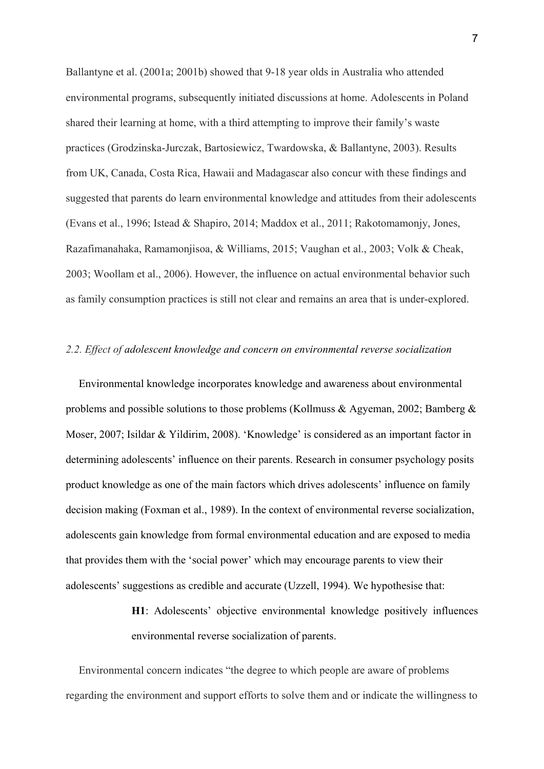Ballantyne et al. (2001a; 2001b) showed that 9-18 year olds in Australia who attended environmental programs, subsequently initiated discussions at home. Adolescents in Poland shared their learning at home, with a third attempting to improve their family's waste practices (Grodzinska-Jurczak, Bartosiewicz, Twardowska, & Ballantyne, 2003). Results from UK, Canada, Costa Rica, Hawaii and Madagascar also concur with these findings and suggested that parents do learn environmental knowledge and attitudes from their adolescents (Evans et al., 1996; Istead & Shapiro, 2014; Maddox et al., 2011; Rakotomamonjy, Jones, Razafimanahaka, Ramamonjisoa, & Williams, 2015; Vaughan et al., 2003; Volk & Cheak, 2003; Woollam et al., 2006). However, the influence on actual environmental behavior such as family consumption practices is still not clear and remains an area that is under-explored.

### *2.2. Effect of adolescent knowledge and concern on environmental reverse socialization*

Environmental knowledge incorporates knowledge and awareness about environmental problems and possible solutions to those problems (Kollmuss & Agyeman, 2002; Bamberg & Moser, 2007; Isildar & Yildirim, 2008). 'Knowledge' is considered as an important factor in determining adolescents' influence on their parents. Research in consumer psychology posits product knowledge as one of the main factors which drives adolescents' influence on family decision making (Foxman et al., 1989). In the context of environmental reverse socialization, adolescents gain knowledge from formal environmental education and are exposed to media that provides them with the 'social power' which may encourage parents to view their adolescents' suggestions as credible and accurate (Uzzell, 1994). We hypothesise that:

> **H1**: Adolescents' objective environmental knowledge positively influences environmental reverse socialization of parents.

Environmental concern indicates "the degree to which people are aware of problems regarding the environment and support efforts to solve them and or indicate the willingness to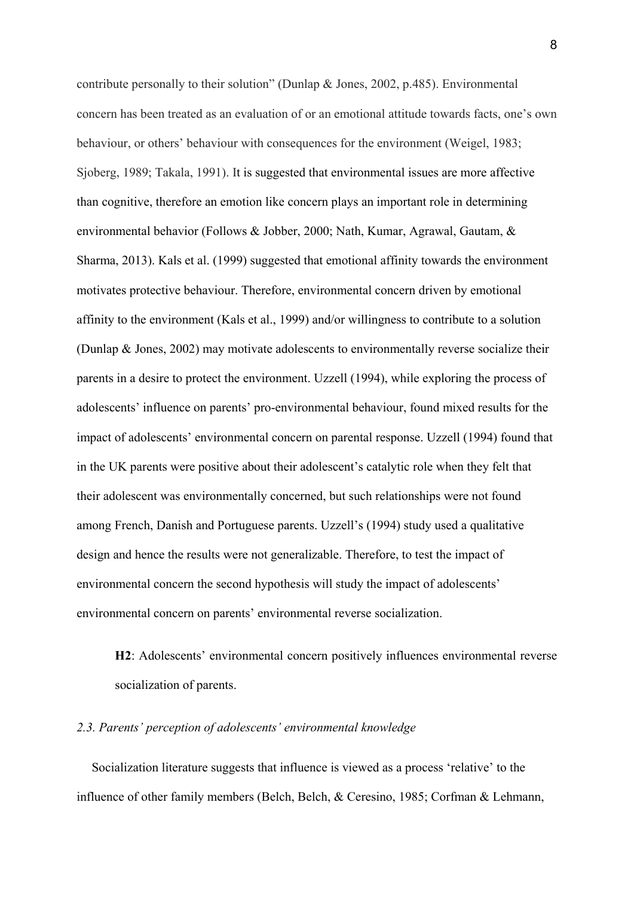contribute personally to their solution" (Dunlap & Jones, 2002, p.485). Environmental concern has been treated as an evaluation of or an emotional attitude towards facts, one's own behaviour, or others' behaviour with consequences for the environment (Weigel, 1983; Sjoberg, 1989; Takala, 1991). It is suggested that environmental issues are more affective than cognitive, therefore an emotion like concern plays an important role in determining environmental behavior (Follows & Jobber, 2000; Nath, Kumar, Agrawal, Gautam, & Sharma, 2013). Kals et al. (1999) suggested that emotional affinity towards the environment motivates protective behaviour. Therefore, environmental concern driven by emotional affinity to the environment (Kals et al., 1999) and/or willingness to contribute to a solution (Dunlap & Jones, 2002) may motivate adolescents to environmentally reverse socialize their parents in a desire to protect the environment. Uzzell (1994), while exploring the process of adolescents' influence on parents' pro-environmental behaviour, found mixed results for the impact of adolescents' environmental concern on parental response. Uzzell (1994) found that in the UK parents were positive about their adolescent's catalytic role when they felt that their adolescent was environmentally concerned, but such relationships were not found among French, Danish and Portuguese parents. Uzzell's (1994) study used a qualitative design and hence the results were not generalizable. Therefore, to test the impact of environmental concern the second hypothesis will study the impact of adolescents' environmental concern on parents' environmental reverse socialization.

> **H2**: Adolescents' environmental concern positively influences environmental reverse socialization of parents.

### *2.3. Parents' perception of adolescents' environmental knowledge*

Socialization literature suggests that influence is viewed as a process 'relative' to the influence of other family members (Belch, Belch, & Ceresino, 1985; Corfman & Lehmann,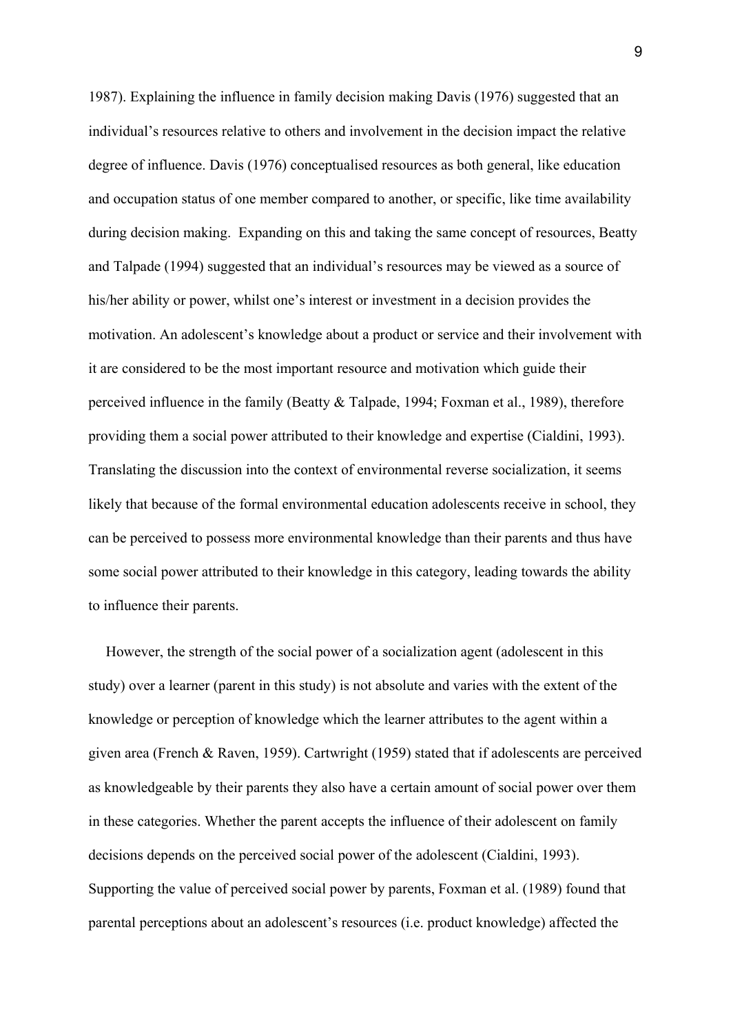1987). Explaining the influence in family decision making Davis (1976) suggested that an individual's resources relative to others and involvement in the decision impact the relative degree of influence. Davis (1976) conceptualised resources as both general, like education and occupation status of one member compared to another, or specific, like time availability during decision making. Expanding on this and taking the same concept of resources, Beatty and Talpade (1994) suggested that an individual's resources may be viewed as a source of his/her ability or power, whilst one's interest or investment in a decision provides the motivation. An adolescent's knowledge about a product or service and their involvement with it are considered to be the most important resource and motivation which guide their perceived influence in the family (Beatty & Talpade, 1994; Foxman et al., 1989), therefore providing them a social power attributed to their knowledge and expertise (Cialdini, 1993). Translating the discussion into the context of environmental reverse socialization, it seems likely that because of the formal environmental education adolescents receive in school, they can be perceived to possess more environmental knowledge than their parents and thus have some social power attributed to their knowledge in this category, leading towards the ability to influence their parents.

However, the strength of the social power of a socialization agent (adolescent in this study) over a learner (parent in this study) is not absolute and varies with the extent of the knowledge or perception of knowledge which the learner attributes to the agent within a given area (French & Raven, 1959). Cartwright (1959) stated that if adolescents are perceived as knowledgeable by their parents they also have a certain amount of social power over them in these categories. Whether the parent accepts the influence of their adolescent on family decisions depends on the perceived social power of the adolescent (Cialdini, 1993). Supporting the value of perceived social power by parents, Foxman et al. (1989) found that parental perceptions about an adolescent's resources (i.e. product knowledge) affected the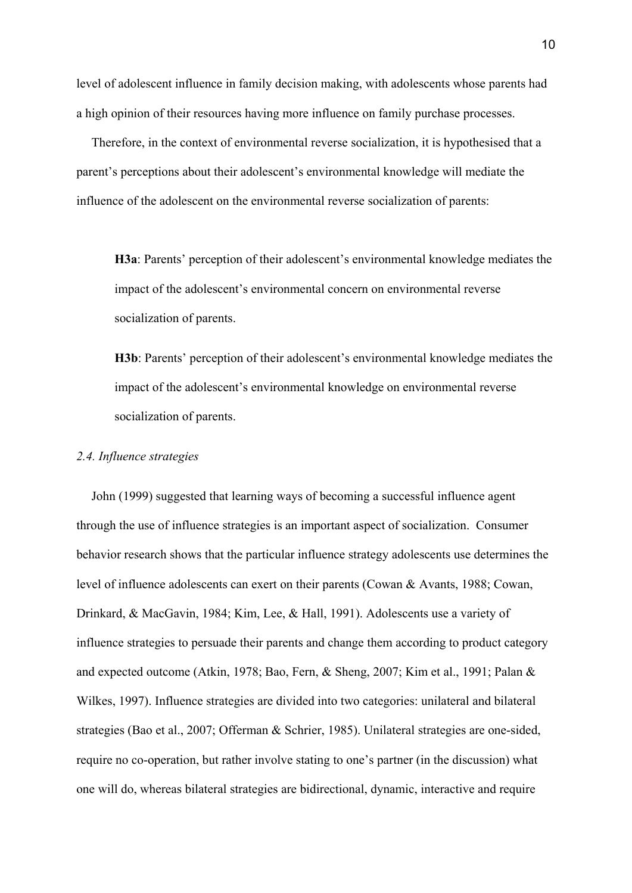level of adolescent influence in family decision making, with adolescents whose parents had a high opinion of their resources having more influence on family purchase processes.

Therefore, in the context of environmental reverse socialization, it is hypothesised that a parent's perceptions about their adolescent's environmental knowledge will mediate the influence of the adolescent on the environmental reverse socialization of parents:

> **H3a**: Parents' perception of their adolescent's environmental knowledge mediates the impact of the adolescent's environmental concern on environmental reverse socialization of parents.

> **H3b**: Parents' perception of their adolescent's environmental knowledge mediates the impact of the adolescent's environmental knowledge on environmental reverse socialization of parents.

### *2.4. Influence strategies*

John (1999) suggested that learning ways of becoming a successful influence agent through the use of influence strategies is an important aspect of socialization. Consumer behavior research shows that the particular influence strategy adolescents use determines the level of influence adolescents can exert on their parents (Cowan & Avants, 1988; Cowan, Drinkard, & MacGavin, 1984; Kim, Lee, & Hall, 1991). Adolescents use a variety of influence strategies to persuade their parents and change them according to product category and expected outcome (Atkin, 1978; Bao, Fern, & Sheng, 2007; Kim et al., 1991; Palan & Wilkes, 1997). Influence strategies are divided into two categories: unilateral and bilateral strategies (Bao et al., 2007; Offerman & Schrier, 1985). Unilateral strategies are one-sided, require no co-operation, but rather involve stating to one's partner (in the discussion) what one will do, whereas bilateral strategies are bidirectional, dynamic, interactive and require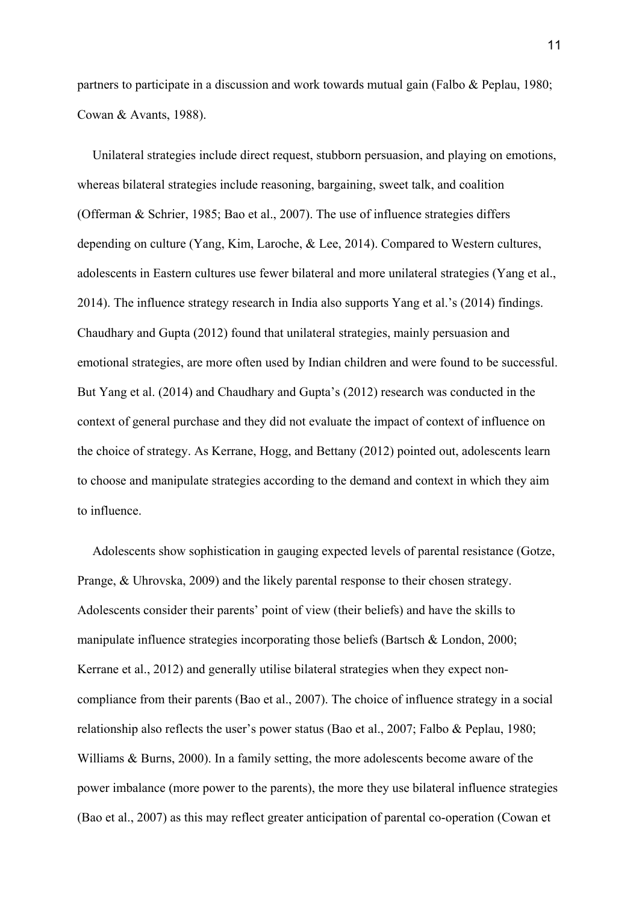partners to participate in a discussion and work towards mutual gain (Falbo & Peplau, 1980; Cowan & Avants, 1988).

Unilateral strategies include direct request, stubborn persuasion, and playing on emotions, whereas bilateral strategies include reasoning, bargaining, sweet talk, and coalition (Offerman & Schrier, 1985; Bao et al., 2007). The use of influence strategies differs depending on culture (Yang, Kim, Laroche, & Lee, 2014). Compared to Western cultures, adolescents in Eastern cultures use fewer bilateral and more unilateral strategies (Yang et al., 2014). The influence strategy research in India also supports Yang et al.'s (2014) findings. Chaudhary and Gupta (2012) found that unilateral strategies, mainly persuasion and emotional strategies, are more often used by Indian children and were found to be successful. But Yang et al. (2014) and Chaudhary and Gupta's (2012) research was conducted in the context of general purchase and they did not evaluate the impact of context of influence on the choice of strategy. As Kerrane, Hogg, and Bettany (2012) pointed out, adolescents learn to choose and manipulate strategies according to the demand and context in which they aim to influence.

Adolescents show sophistication in gauging expected levels of parental resistance (Gotze, Prange, & Uhrovska, 2009) and the likely parental response to their chosen strategy. Adolescents consider their parents' point of view (their beliefs) and have the skills to manipulate influence strategies incorporating those beliefs (Bartsch & London, 2000; Kerrane et al., 2012) and generally utilise bilateral strategies when they expect non-compliance from their parents (Bao et al., 2007). The choice of influence strategy in a social relationship also reflects the user's power status (Bao et al., 2007; Falbo & Peplau, 1980; Williams & Burns, 2000). In a family setting, the more adolescents become aware of the power imbalance (more power to the parents), the more they use bilateral influence strategies (Bao et al., 2007) as this may reflect greater anticipation of parental co-operation (Cowan et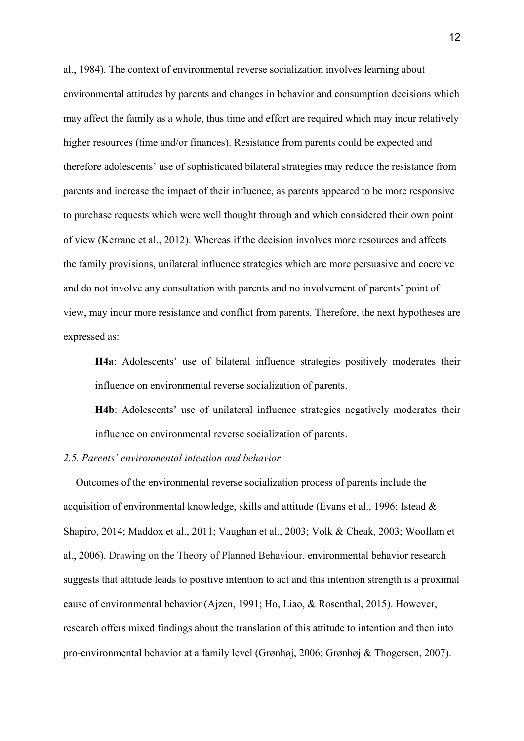al., 1984). The context of environmental reverse socialization involves learning about environmental attitudes by parents and changes in behavior and consumption decisions which may affect the family as a whole, thus time and effort are required which may incur relatively higher resources (time and/or finances). Resistance from parents could be expected and therefore adolescents' use of sophisticated bilateral strategies may reduce the resistance from parents and increase the impact of their influence, as parents appeared to be more responsive to purchase requests which were well thought through and which considered their own point of view (Kerrane et al., 2012). Whereas if the decision involves more resources and affects the family provisions, unilateral influence strategies which are more persuasive and coercive and do not involve any consultation with parents and no involvement of parents' point of view, may incur more resistance and conflict from parents. Therefore, the next hypotheses are expressed as:

> **H4a**: Adolescents' use of bilateral influence strategies positively moderates their influence on environmental reverse socialization of parents.
>
> **H4b**: Adolescents' use of unilateral influence strategies negatively moderates their influence on environmental reverse socialization of parents.

*2.5. Parents' environmental intention and behavior*

Outcomes of the environmental reverse socialization process of parents include the acquisition of environmental knowledge, skills and attitude (Evans et al., 1996; Istead & Shapiro, 2014; Maddox et al., 2011; Vaughan et al., 2003; Volk & Cheak, 2003; Woollam et al., 2006). Drawing on the Theory of Planned Behaviour, environmental behavior research suggests that attitude leads to positive intention to act and this intention strength is a proximal cause of environmental behavior (Ajzen, 1991; Ho, Liao, & Rosenthal, 2015). However, research offers mixed findings about the translation of this attitude to intention and then into pro-environmental behavior at a family level (Grønhøj, 2006; Grønhøj & Thogersen, 2007).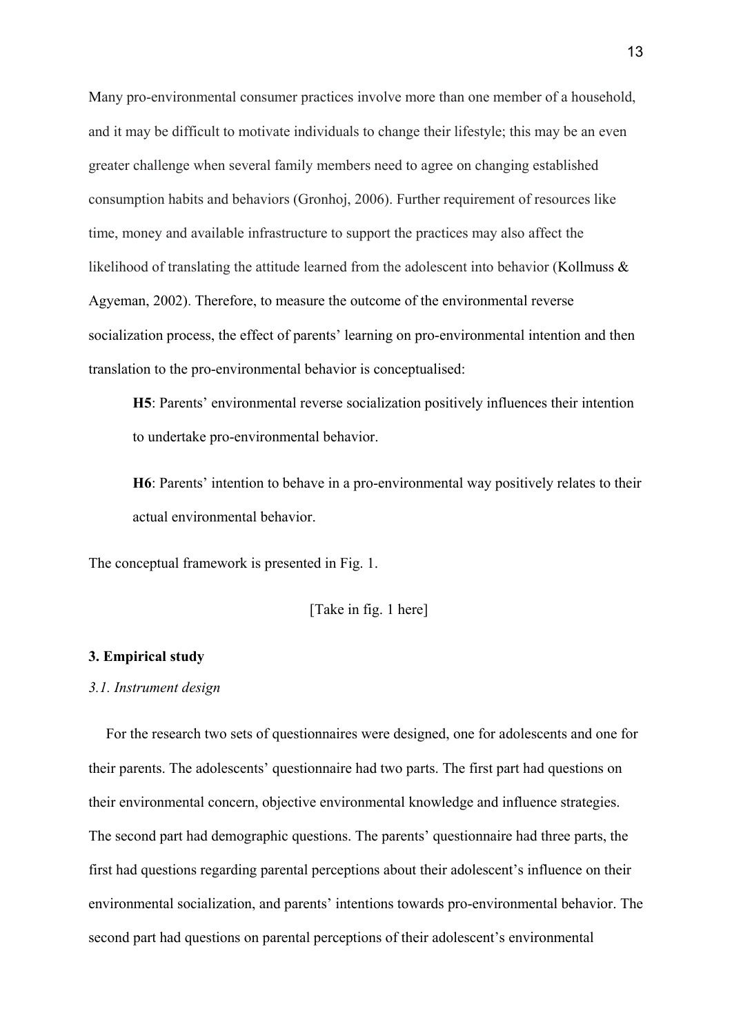Many pro-environmental consumer practices involve more than one member of a household, and it may be difficult to motivate individuals to change their lifestyle; this may be an even greater challenge when several family members need to agree on changing established consumption habits and behaviors (Gronhoj, 2006). Further requirement of resources like time, money and available infrastructure to support the practices may also affect the likelihood of translating the attitude learned from the adolescent into behavior (Kollmuss & Agyeman, 2002). Therefore, to measure the outcome of the environmental reverse socialization process, the effect of parents' learning on pro-environmental intention and then translation to the pro-environmental behavior is conceptualised:

> **H5**: Parents' environmental reverse socialization positively influences their intention to undertake pro-environmental behavior.
>
> **H6**: Parents' intention to behave in a pro-environmental way positively relates to their actual environmental behavior.

The conceptual framework is presented in Fig. 1.

[Take in fig. 1 here]

## 3. Empirical study

### *3.1. Instrument design*

For the research two sets of questionnaires were designed, one for adolescents and one for their parents. The adolescents' questionnaire had two parts. The first part had questions on their environmental concern, objective environmental knowledge and influence strategies. The second part had demographic questions. The parents' questionnaire had three parts, the first had questions regarding parental perceptions about their adolescent's influence on their environmental socialization, and parents' intentions towards pro-environmental behavior. The second part had questions on parental perceptions of their adolescent's environmental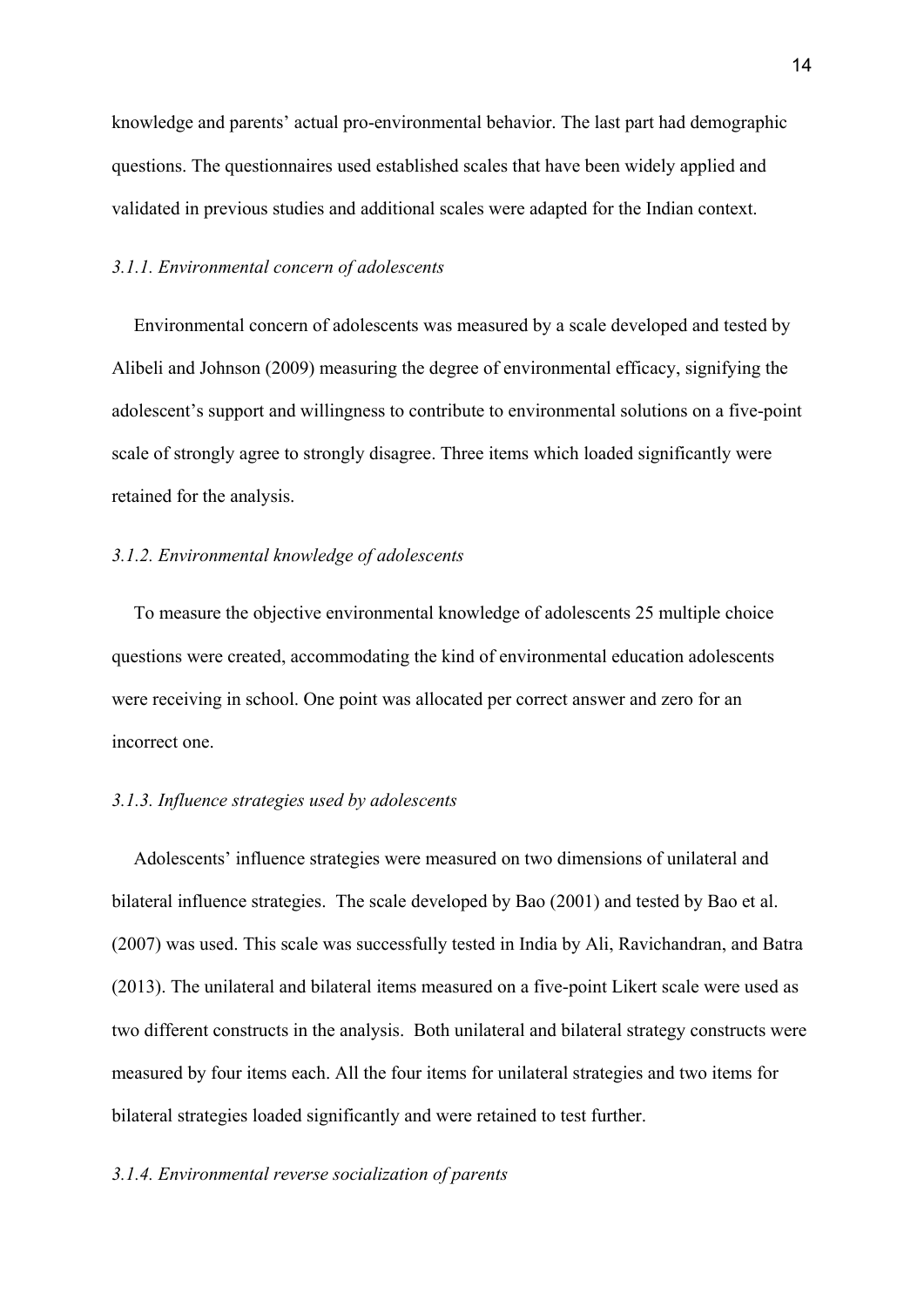knowledge and parents' actual pro-environmental behavior. The last part had demographic questions. The questionnaires used established scales that have been widely applied and validated in previous studies and additional scales were adapted for the Indian context.

### *3.1.1. Environmental concern of adolescents*

Environmental concern of adolescents was measured by a scale developed and tested by Alibeli and Johnson (2009) measuring the degree of environmental efficacy, signifying the adolescent's support and willingness to contribute to environmental solutions on a five-point scale of strongly agree to strongly disagree. Three items which loaded significantly were retained for the analysis.

### *3.1.2. Environmental knowledge of adolescents*

To measure the objective environmental knowledge of adolescents 25 multiple choice questions were created, accommodating the kind of environmental education adolescents were receiving in school. One point was allocated per correct answer and zero for an incorrect one.

### *3.1.3. Influence strategies used by adolescents*

Adolescents' influence strategies were measured on two dimensions of unilateral and bilateral influence strategies. The scale developed by Bao (2001) and tested by Bao et al. (2007) was used. This scale was successfully tested in India by Ali, Ravichandran, and Batra (2013). The unilateral and bilateral items measured on a five-point Likert scale were used as two different constructs in the analysis. Both unilateral and bilateral strategy constructs were measured by four items each. All the four items for unilateral strategies and two items for bilateral strategies loaded significantly and were retained to test further.

### *3.1.4. Environmental reverse socialization of parents*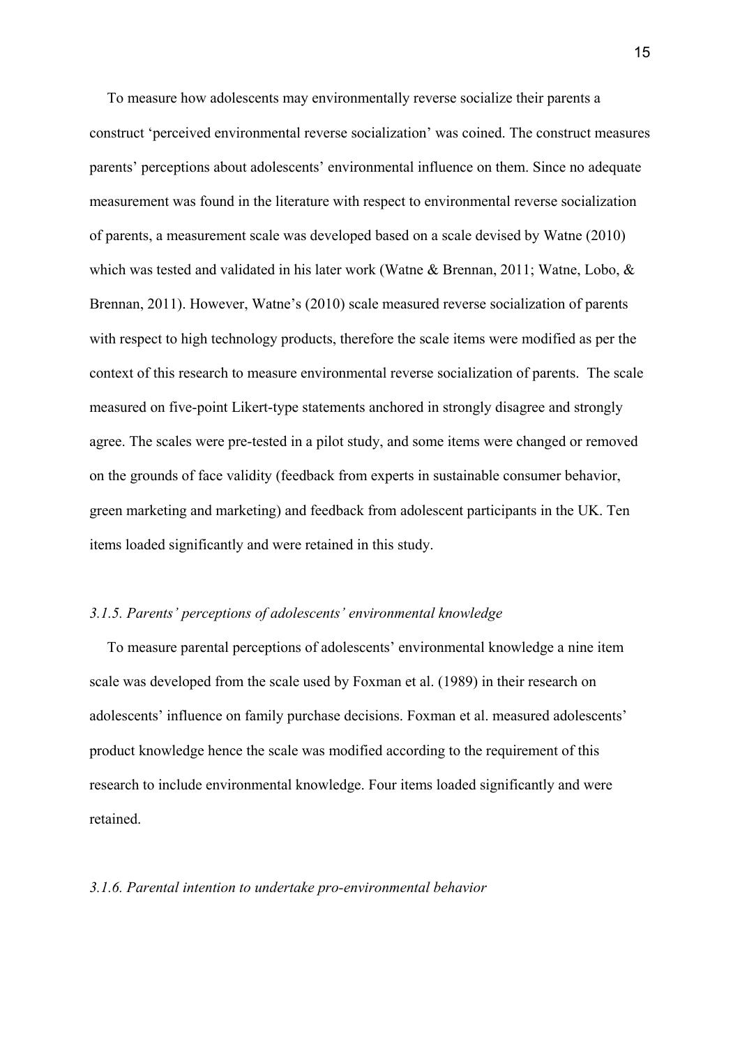To measure how adolescents may environmentally reverse socialize their parents a construct 'perceived environmental reverse socialization' was coined. The construct measures parents' perceptions about adolescents' environmental influence on them. Since no adequate measurement was found in the literature with respect to environmental reverse socialization of parents, a measurement scale was developed based on a scale devised by Watne (2010) which was tested and validated in his later work (Watne & Brennan, 2011; Watne, Lobo, & Brennan, 2011). However, Watne's (2010) scale measured reverse socialization of parents with respect to high technology products, therefore the scale items were modified as per the context of this research to measure environmental reverse socialization of parents. The scale measured on five-point Likert-type statements anchored in strongly disagree and strongly agree. The scales were pre-tested in a pilot study, and some items were changed or removed on the grounds of face validity (feedback from experts in sustainable consumer behavior, green marketing and marketing) and feedback from adolescent participants in the UK. Ten items loaded significantly and were retained in this study.

### *3.1.5. Parents' perceptions of adolescents' environmental knowledge*

To measure parental perceptions of adolescents' environmental knowledge a nine item scale was developed from the scale used by Foxman et al. (1989) in their research on adolescents' influence on family purchase decisions. Foxman et al. measured adolescents' product knowledge hence the scale was modified according to the requirement of this research to include environmental knowledge. Four items loaded significantly and were retained.

### *3.1.6. Parental intention to undertake pro-environmental behavior*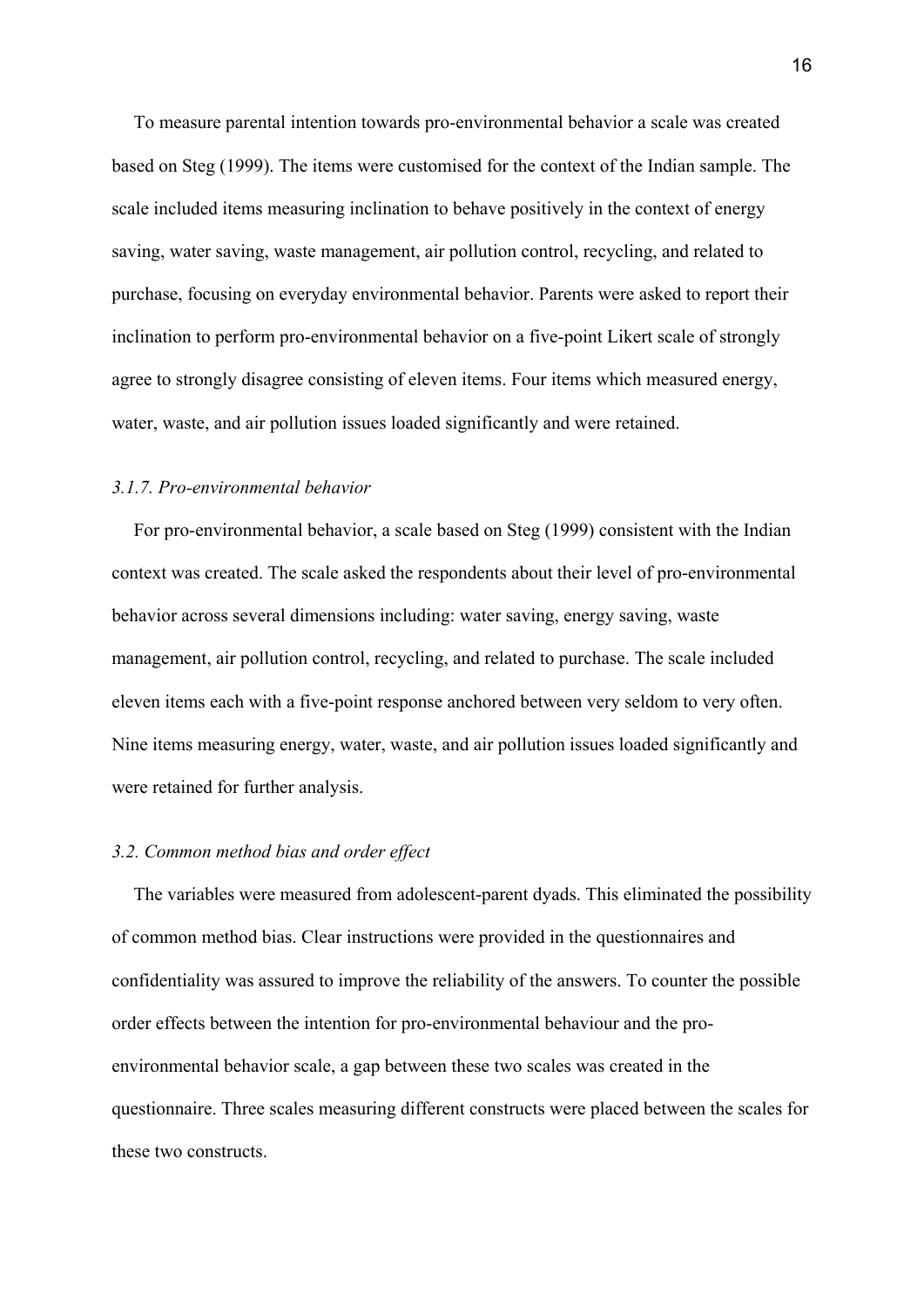To measure parental intention towards pro-environmental behavior a scale was created based on Steg (1999). The items were customised for the context of the Indian sample. The scale included items measuring inclination to behave positively in the context of energy saving, water saving, waste management, air pollution control, recycling, and related to purchase, focusing on everyday environmental behavior. Parents were asked to report their inclination to perform pro-environmental behavior on a five-point Likert scale of strongly agree to strongly disagree consisting of eleven items. Four items which measured energy, water, waste, and air pollution issues loaded significantly and were retained.

### *3.1.7. Pro-environmental behavior*

For pro-environmental behavior, a scale based on Steg (1999) consistent with the Indian context was created. The scale asked the respondents about their level of pro-environmental behavior across several dimensions including: water saving, energy saving, waste management, air pollution control, recycling, and related to purchase. The scale included eleven items each with a five-point response anchored between very seldom to very often. Nine items measuring energy, water, waste, and air pollution issues loaded significantly and were retained for further analysis.

## *3.2. Common method bias and order effect*

The variables were measured from adolescent-parent dyads. This eliminated the possibility of common method bias. Clear instructions were provided in the questionnaires and confidentiality was assured to improve the reliability of the answers. To counter the possible order effects between the intention for pro-environmental behaviour and the pro-environmental behavior scale, a gap between these two scales was created in the questionnaire. Three scales measuring different constructs were placed between the scales for these two constructs.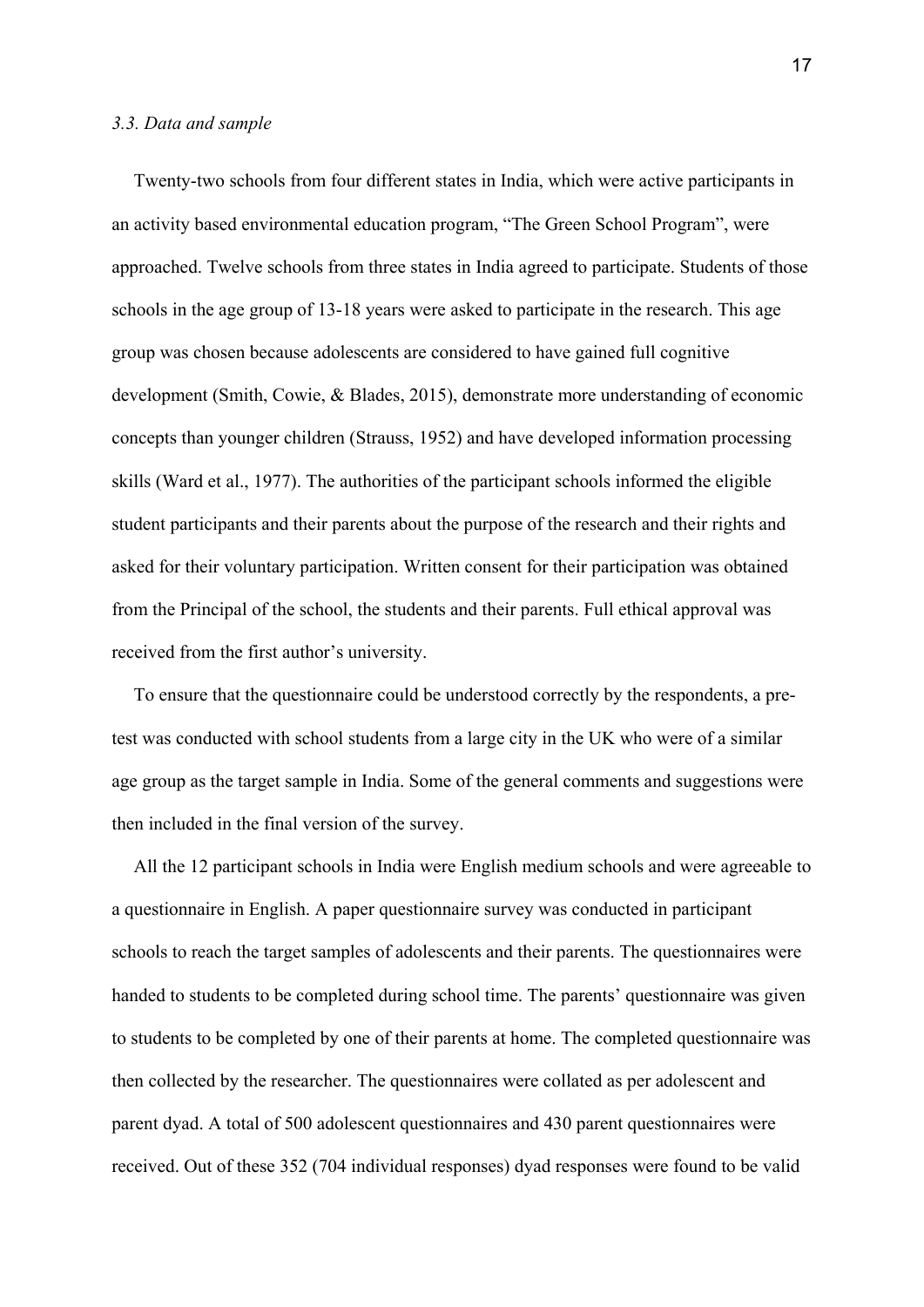### *3.3. Data and sample*

Twenty-two schools from four different states in India, which were active participants in an activity based environmental education program, "The Green School Program", were approached. Twelve schools from three states in India agreed to participate. Students of those schools in the age group of 13-18 years were asked to participate in the research. This age group was chosen because adolescents are considered to have gained full cognitive development (Smith, Cowie, & Blades, 2015), demonstrate more understanding of economic concepts than younger children (Strauss, 1952) and have developed information processing skills (Ward et al., 1977). The authorities of the participant schools informed the eligible student participants and their parents about the purpose of the research and their rights and asked for their voluntary participation. Written consent for their participation was obtained from the Principal of the school, the students and their parents. Full ethical approval was received from the first author's university.

To ensure that the questionnaire could be understood correctly by the respondents, a pre-test was conducted with school students from a large city in the UK who were of a similar age group as the target sample in India. Some of the general comments and suggestions were then included in the final version of the survey.

All the 12 participant schools in India were English medium schools and were agreeable to a questionnaire in English. A paper questionnaire survey was conducted in participant schools to reach the target samples of adolescents and their parents. The questionnaires were handed to students to be completed during school time. The parents' questionnaire was given to students to be completed by one of their parents at home. The completed questionnaire was then collected by the researcher. The questionnaires were collated as per adolescent and parent dyad. A total of 500 adolescent questionnaires and 430 parent questionnaires were received. Out of these 352 (704 individual responses) dyad responses were found to be valid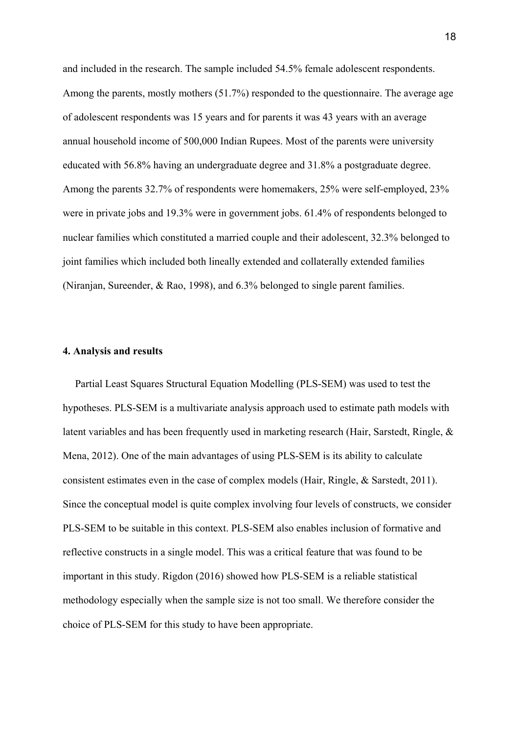and included in the research. The sample included 54.5% female adolescent respondents. Among the parents, mostly mothers (51.7%) responded to the questionnaire. The average age of adolescent respondents was 15 years and for parents it was 43 years with an average annual household income of 500,000 Indian Rupees. Most of the parents were university educated with 56.8% having an undergraduate degree and 31.8% a postgraduate degree. Among the parents 32.7% of respondents were homemakers, 25% were self-employed, 23% were in private jobs and 19.3% were in government jobs. 61.4% of respondents belonged to nuclear families which constituted a married couple and their adolescent, 32.3% belonged to joint families which included both lineally extended and collaterally extended families (Niranjan, Sureender, & Rao, 1998), and 6.3% belonged to single parent families.

## 4. Analysis and results

Partial Least Squares Structural Equation Modelling (PLS-SEM) was used to test the hypotheses. PLS-SEM is a multivariate analysis approach used to estimate path models with latent variables and has been frequently used in marketing research (Hair, Sarstedt, Ringle, & Mena, 2012). One of the main advantages of using PLS-SEM is its ability to calculate consistent estimates even in the case of complex models (Hair, Ringle, & Sarstedt, 2011). Since the conceptual model is quite complex involving four levels of constructs, we consider PLS-SEM to be suitable in this context. PLS-SEM also enables inclusion of formative and reflective constructs in a single model. This was a critical feature that was found to be important in this study. Rigdon (2016) showed how PLS-SEM is a reliable statistical methodology especially when the sample size is not too small. We therefore consider the choice of PLS-SEM for this study to have been appropriate.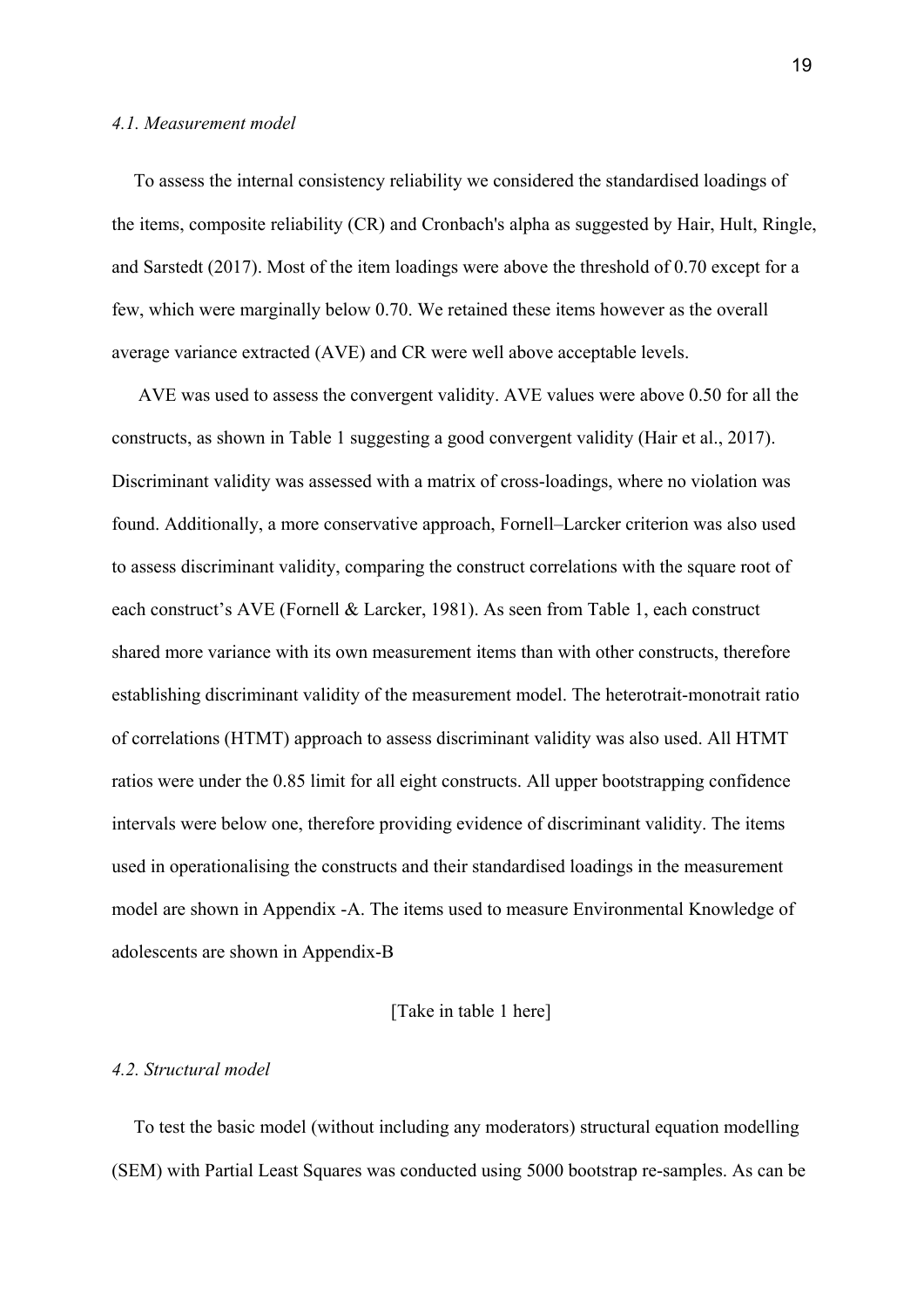### *4.1. Measurement model*

To assess the internal consistency reliability we considered the standardised loadings of the items, composite reliability (CR) and Cronbach's alpha as suggested by Hair, Hult, Ringle, and Sarstedt (2017). Most of the item loadings were above the threshold of 0.70 except for a few, which were marginally below 0.70. We retained these items however as the overall average variance extracted (AVE) and CR were well above acceptable levels.

AVE was used to assess the convergent validity. AVE values were above 0.50 for all the constructs, as shown in Table 1 suggesting a good convergent validity (Hair et al., 2017). Discriminant validity was assessed with a matrix of cross-loadings, where no violation was found. Additionally, a more conservative approach, Fornell–Larcker criterion was also used to assess discriminant validity, comparing the construct correlations with the square root of each construct's AVE (Fornell & Larcker, 1981). As seen from Table 1, each construct shared more variance with its own measurement items than with other constructs, therefore establishing discriminant validity of the measurement model. The heterotrait-monotrait ratio of correlations (HTMT) approach to assess discriminant validity was also used. All HTMT ratios were under the 0.85 limit for all eight constructs. All upper bootstrapping confidence intervals were below one, therefore providing evidence of discriminant validity. The items used in operationalising the constructs and their standardised loadings in the measurement model are shown in Appendix -A. The items used to measure Environmental Knowledge of adolescents are shown in Appendix-B

[Take in table 1 here]

### *4.2. Structural model*

To test the basic model (without including any moderators) structural equation modelling (SEM) with Partial Least Squares was conducted using 5000 bootstrap re-samples. As can be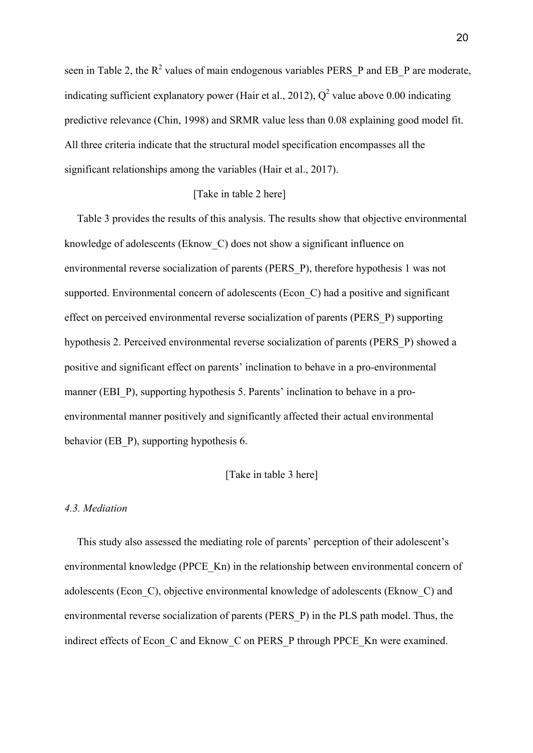seen in Table 2, the $R^2$ values of main endogenous variables PERS_P and EB_P are moderate, indicating sufficient explanatory power (Hair et al., 2012), $Q^2$ value above 0.00 indicating predictive relevance (Chin, 1998) and SRMR value less than 0.08 explaining good model fit. All three criteria indicate that the structural model specification encompasses all the significant relationships among the variables (Hair et al., 2017).

[Take in table 2 here]

Table 3 provides the results of this analysis. The results show that objective environmental knowledge of adolescents (Eknow_C) does not show a significant influence on environmental reverse socialization of parents (PERS_P), therefore hypothesis 1 was not supported. Environmental concern of adolescents (Econ_C) had a positive and significant effect on perceived environmental reverse socialization of parents (PERS_P) supporting hypothesis 2. Perceived environmental reverse socialization of parents (PERS_P) showed a positive and significant effect on parents' inclination to behave in a pro-environmental manner (EBI_P), supporting hypothesis 5. Parents' inclination to behave in a pro-environmental manner positively and significantly affected their actual environmental behavior (EB_P), supporting hypothesis 6.

[Take in table 3 here]

*4.3. Mediation*

This study also assessed the mediating role of parents' perception of their adolescent's environmental knowledge (PPCE_Kn) in the relationship between environmental concern of adolescents (Econ_C), objective environmental knowledge of adolescents (Eknow_C) and environmental reverse socialization of parents (PERS_P) in the PLS path model. Thus, the indirect effects of Econ_C and Eknow_C on PERS_P through PPCE_Kn were examined.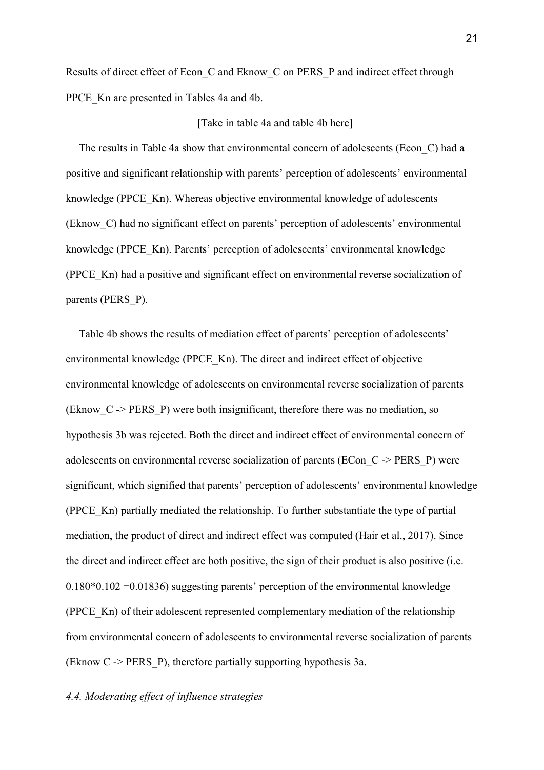Results of direct effect of Econ_C and Eknow_C on PERS_P and indirect effect through PPCE_Kn are presented in Tables 4a and 4b.

[Take in table 4a and table 4b here]

The results in Table 4a show that environmental concern of adolescents (Econ_C) had a positive and significant relationship with parents' perception of adolescents' environmental knowledge (PPCE_Kn). Whereas objective environmental knowledge of adolescents (Eknow_C) had no significant effect on parents' perception of adolescents' environmental knowledge (PPCE_Kn). Parents' perception of adolescents' environmental knowledge (PPCE_Kn) had a positive and significant effect on environmental reverse socialization of parents (PERS_P).

Table 4b shows the results of mediation effect of parents' perception of adolescents' environmental knowledge (PPCE_Kn). The direct and indirect effect of objective environmental knowledge of adolescents on environmental reverse socialization of parents (Eknow_C -> PERS_P) were both insignificant, therefore there was no mediation, so hypothesis 3b was rejected. Both the direct and indirect effect of environmental concern of adolescents on environmental reverse socialization of parents (ECon_C -> PERS_P) were significant, which signified that parents' perception of adolescents' environmental knowledge (PPCE_Kn) partially mediated the relationship. To further substantiate the type of partial mediation, the product of direct and indirect effect was computed (Hair et al., 2017). Since the direct and indirect effect are both positive, the sign of their product is also positive (i.e. $0.180*0.102 = 0.01836$) suggesting parents' perception of the environmental knowledge (PPCE_Kn) of their adolescent represented complementary mediation of the relationship from environmental concern of adolescents to environmental reverse socialization of parents (Eknow C -> PERS_P), therefore partially supporting hypothesis 3a.

### *4.4. Moderating effect of influence strategies*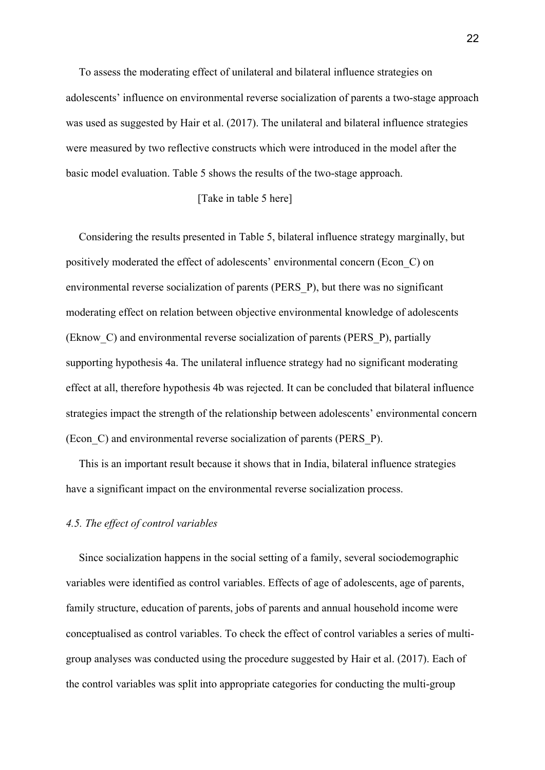To assess the moderating effect of unilateral and bilateral influence strategies on adolescents' influence on environmental reverse socialization of parents a two-stage approach was used as suggested by Hair et al. (2017). The unilateral and bilateral influence strategies were measured by two reflective constructs which were introduced in the model after the basic model evaluation. Table 5 shows the results of the two-stage approach.

[Take in table 5 here]

Considering the results presented in Table 5, bilateral influence strategy marginally, but positively moderated the effect of adolescents' environmental concern (Econ_C) on environmental reverse socialization of parents (PERS_P), but there was no significant moderating effect on relation between objective environmental knowledge of adolescents (Eknow_C) and environmental reverse socialization of parents (PERS_P), partially supporting hypothesis 4a. The unilateral influence strategy had no significant moderating effect at all, therefore hypothesis 4b was rejected. It can be concluded that bilateral influence strategies impact the strength of the relationship between adolescents' environmental concern (Econ_C) and environmental reverse socialization of parents (PERS_P).

This is an important result because it shows that in India, bilateral influence strategies have a significant impact on the environmental reverse socialization process.

### *4.5. The effect of control variables*

Since socialization happens in the social setting of a family, several sociodemographic variables were identified as control variables. Effects of age of adolescents, age of parents, family structure, education of parents, jobs of parents and annual household income were conceptualised as control variables. To check the effect of control variables a series of multi-group analyses was conducted using the procedure suggested by Hair et al. (2017). Each of the control variables was split into appropriate categories for conducting the multi-group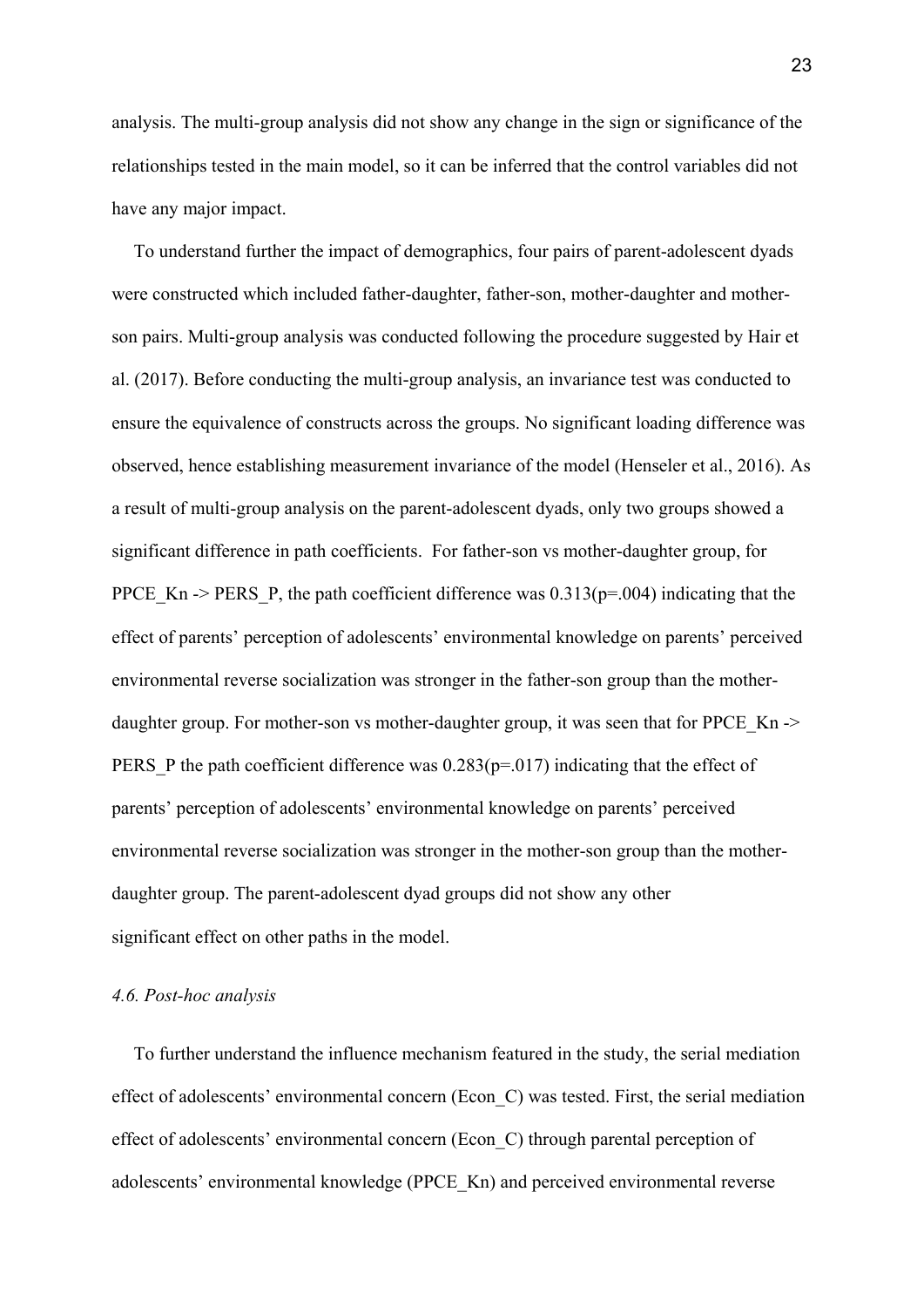analysis. The multi-group analysis did not show any change in the sign or significance of the relationships tested in the main model, so it can be inferred that the control variables did not have any major impact.

To understand further the impact of demographics, four pairs of parent-adolescent dyads were constructed which included father-daughter, father-son, mother-daughter and mother-son pairs. Multi-group analysis was conducted following the procedure suggested by Hair et al. (2017). Before conducting the multi-group analysis, an invariance test was conducted to ensure the equivalence of constructs across the groups. No significant loading difference was observed, hence establishing measurement invariance of the model (Henseler et al., 2016). As a result of multi-group analysis on the parent-adolescent dyads, only two groups showed a significant difference in path coefficients. For father-son vs mother-daughter group, for PPCE_Kn -> PERS_P, the path coefficient difference was 0.313($p$=.004) indicating that the effect of parents' perception of adolescents' environmental knowledge on parents' perceived environmental reverse socialization was stronger in the father-son group than the mother-daughter group. For mother-son vs mother-daughter group, it was seen that for PPCE_Kn -> PERS_P the path coefficient difference was 0.283($p$=.017) indicating that the effect of parents' perception of adolescents' environmental knowledge on parents' perceived environmental reverse socialization was stronger in the mother-son group than the mother-daughter group. The parent-adolescent dyad groups did not show any other significant effect on other paths in the model.

### *4.6. Post-hoc analysis*

To further understand the influence mechanism featured in the study, the serial mediation effect of adolescents' environmental concern (Econ_C) was tested. First, the serial mediation effect of adolescents' environmental concern (Econ_C) through parental perception of adolescents' environmental knowledge (PPCE_Kn) and perceived environmental reverse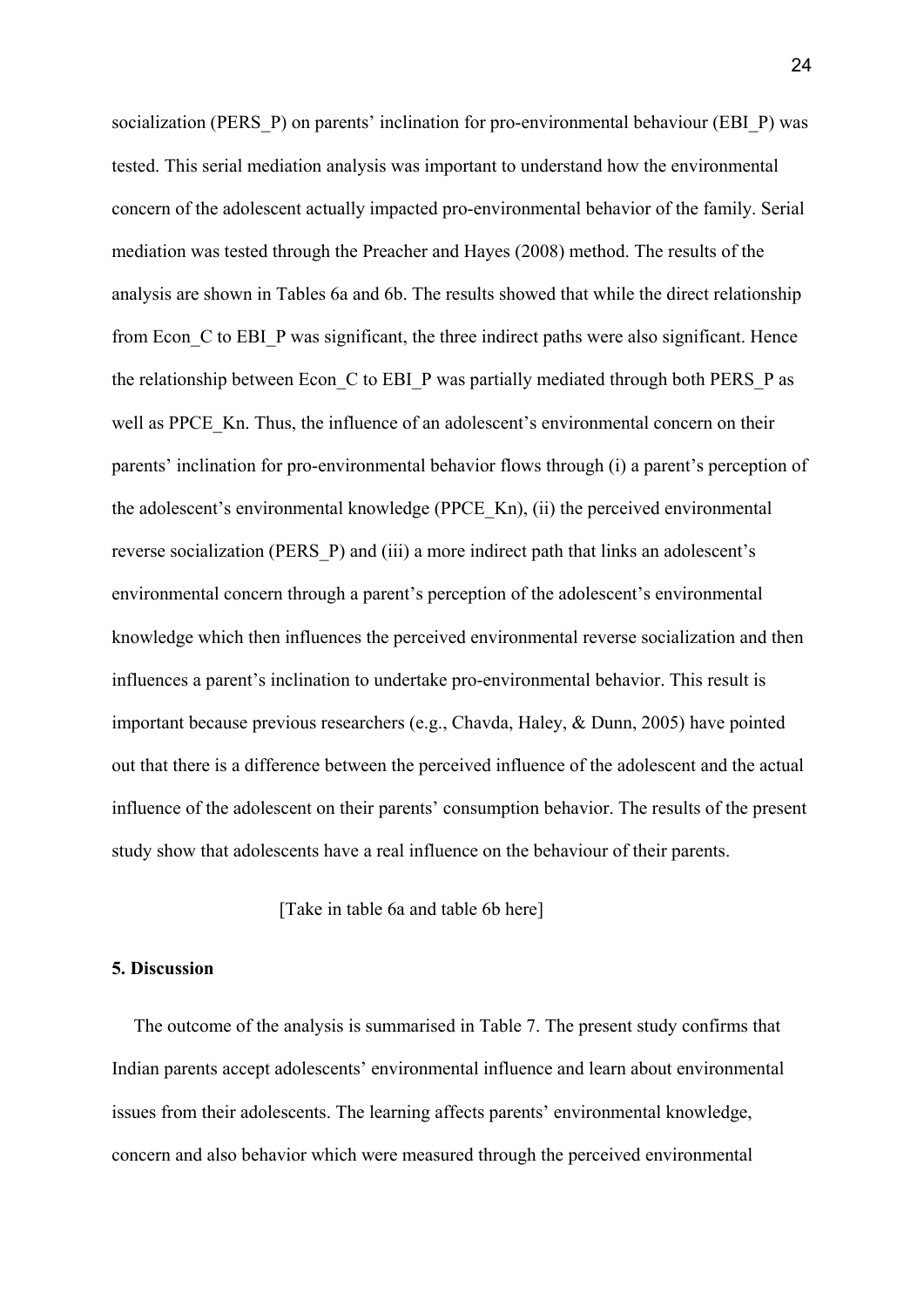socialization (PERS_P) on parents' inclination for pro-environmental behaviour (EBI_P) was tested. This serial mediation analysis was important to understand how the environmental concern of the adolescent actually impacted pro-environmental behavior of the family. Serial mediation was tested through the Preacher and Hayes (2008) method. The results of the analysis are shown in Tables 6a and 6b. The results showed that while the direct relationship from Econ_C to EBI_P was significant, the three indirect paths were also significant. Hence the relationship between Econ_C to EBI_P was partially mediated through both PERS_P as well as PPCE_Kn. Thus, the influence of an adolescent's environmental concern on their parents' inclination for pro-environmental behavior flows through (i) a parent's perception of the adolescent's environmental knowledge (PPCE_Kn), (ii) the perceived environmental reverse socialization (PERS_P) and (iii) a more indirect path that links an adolescent's environmental concern through a parent's perception of the adolescent's environmental knowledge which then influences the perceived environmental reverse socialization and then influences a parent's inclination to undertake pro-environmental behavior. This result is important because previous researchers (e.g., Chavda, Haley, & Dunn, 2005) have pointed out that there is a difference between the perceived influence of the adolescent and the actual influence of the adolescent on their parents' consumption behavior. The results of the present study show that adolescents have a real influence on the behaviour of their parents.

[Take in table 6a and table 6b here]

## 5. Discussion

The outcome of the analysis is summarised in Table 7. The present study confirms that Indian parents accept adolescents' environmental influence and learn about environmental issues from their adolescents. The learning affects parents' environmental knowledge, concern and also behavior which were measured through the perceived environmental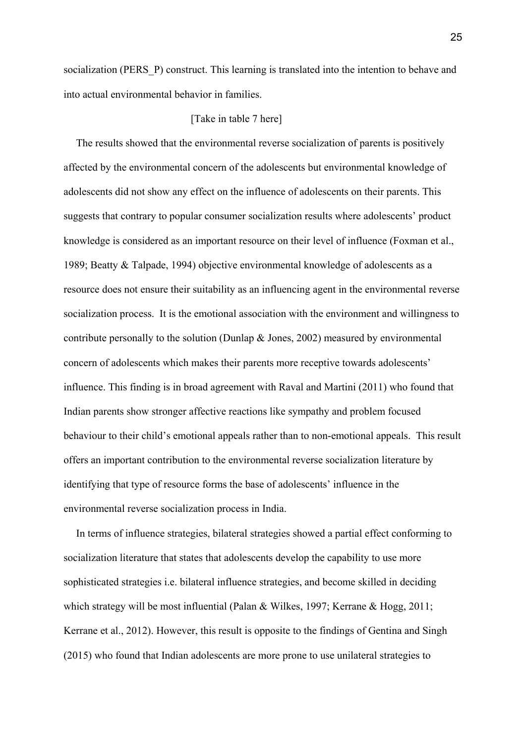socialization (PERS_P) construct. This learning is translated into the intention to behave and into actual environmental behavior in families.

[Take in table 7 here]

The results showed that the environmental reverse socialization of parents is positively affected by the environmental concern of the adolescents but environmental knowledge of adolescents did not show any effect on the influence of adolescents on their parents. This suggests that contrary to popular consumer socialization results where adolescents' product knowledge is considered as an important resource on their level of influence (Foxman et al., 1989; Beatty & Talpade, 1994) objective environmental knowledge of adolescents as a resource does not ensure their suitability as an influencing agent in the environmental reverse socialization process. It is the emotional association with the environment and willingness to contribute personally to the solution (Dunlap & Jones, 2002) measured by environmental concern of adolescents which makes their parents more receptive towards adolescents' influence. This finding is in broad agreement with Raval and Martini (2011) who found that Indian parents show stronger affective reactions like sympathy and problem focused behaviour to their child's emotional appeals rather than to non-emotional appeals. This result offers an important contribution to the environmental reverse socialization literature by identifying that type of resource forms the base of adolescents' influence in the environmental reverse socialization process in India.

In terms of influence strategies, bilateral strategies showed a partial effect conforming to socialization literature that states that adolescents develop the capability to use more sophisticated strategies i.e. bilateral influence strategies, and become skilled in deciding which strategy will be most influential (Palan & Wilkes, 1997; Kerrane & Hogg, 2011; Kerrane et al., 2012). However, this result is opposite to the findings of Gentina and Singh (2015) who found that Indian adolescents are more prone to use unilateral strategies to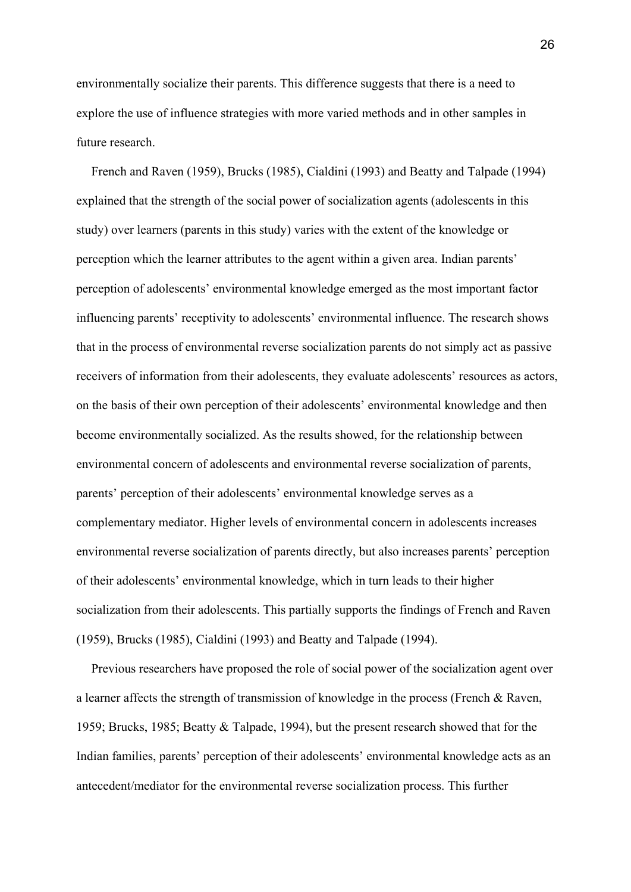environmentally socialize their parents. This difference suggests that there is a need to explore the use of influence strategies with more varied methods and in other samples in future research.

French and Raven (1959), Brucks (1985), Cialdini (1993) and Beatty and Talpade (1994) explained that the strength of the social power of socialization agents (adolescents in this study) over learners (parents in this study) varies with the extent of the knowledge or perception which the learner attributes to the agent within a given area. Indian parents' perception of adolescents' environmental knowledge emerged as the most important factor influencing parents' receptivity to adolescents' environmental influence. The research shows that in the process of environmental reverse socialization parents do not simply act as passive receivers of information from their adolescents, they evaluate adolescents' resources as actors, on the basis of their own perception of their adolescents' environmental knowledge and then become environmentally socialized. As the results showed, for the relationship between environmental concern of adolescents and environmental reverse socialization of parents, parents' perception of their adolescents' environmental knowledge serves as a complementary mediator. Higher levels of environmental concern in adolescents increases environmental reverse socialization of parents directly, but also increases parents' perception of their adolescents' environmental knowledge, which in turn leads to their higher socialization from their adolescents. This partially supports the findings of French and Raven (1959), Brucks (1985), Cialdini (1993) and Beatty and Talpade (1994).

Previous researchers have proposed the role of social power of the socialization agent over a learner affects the strength of transmission of knowledge in the process (French & Raven, 1959; Brucks, 1985; Beatty & Talpade, 1994), but the present research showed that for the Indian families, parents' perception of their adolescents' environmental knowledge acts as an antecedent/mediator for the environmental reverse socialization process. This further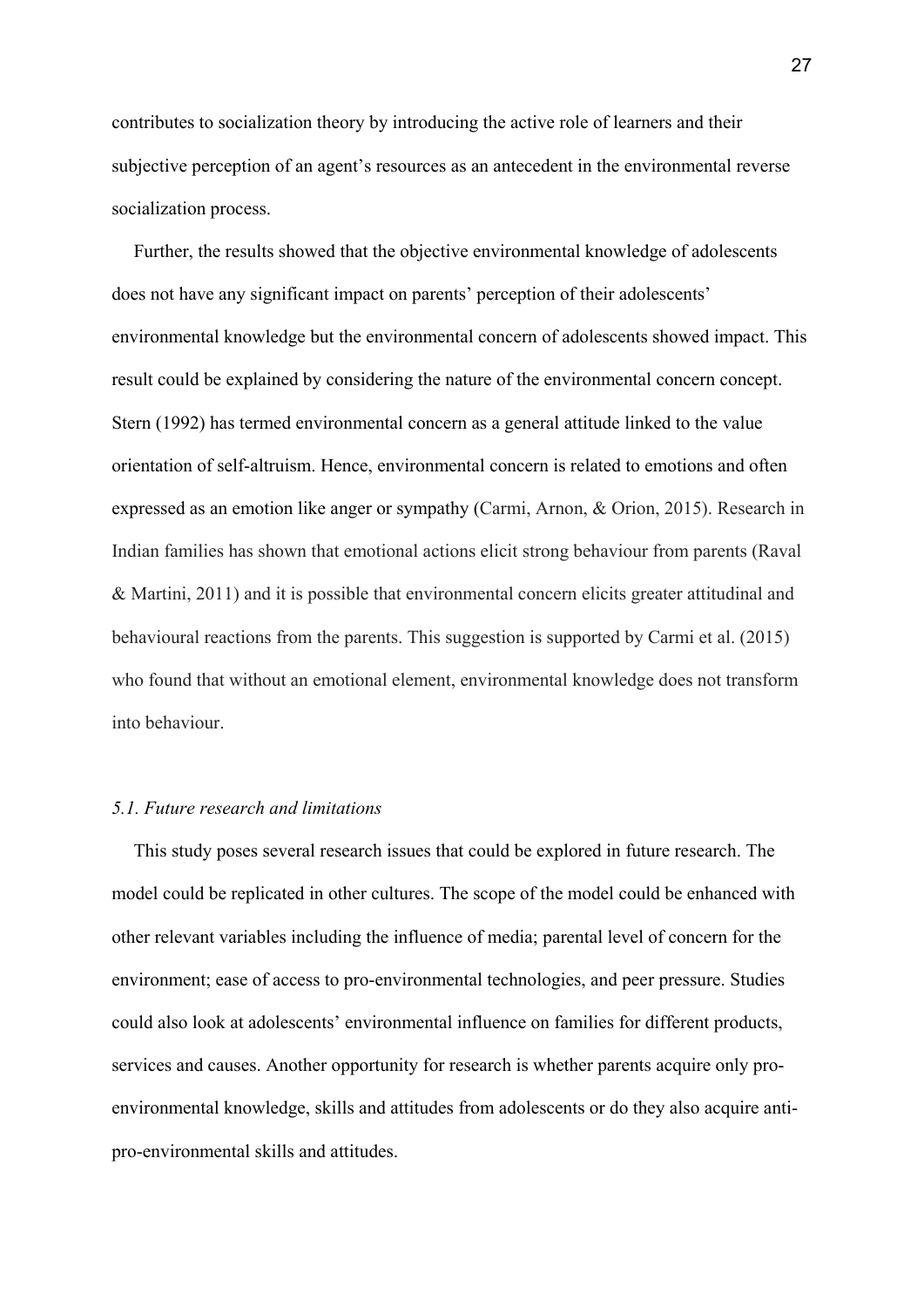contributes to socialization theory by introducing the active role of learners and their subjective perception of an agent's resources as an antecedent in the environmental reverse socialization process.

Further, the results showed that the objective environmental knowledge of adolescents does not have any significant impact on parents' perception of their adolescents' environmental knowledge but the environmental concern of adolescents showed impact. This result could be explained by considering the nature of the environmental concern concept. Stern (1992) has termed environmental concern as a general attitude linked to the value orientation of self-altruism. Hence, environmental concern is related to emotions and often expressed as an emotion like anger or sympathy (Carmi, Arnon, & Orion, 2015). Research in Indian families has shown that emotional actions elicit strong behaviour from parents (Raval & Martini, 2011) and it is possible that environmental concern elicits greater attitudinal and behavioural reactions from the parents. This suggestion is supported by Carmi et al. (2015) who found that without an emotional element, environmental knowledge does not transform into behaviour.

### *5.1. Future research and limitations*

This study poses several research issues that could be explored in future research. The model could be replicated in other cultures. The scope of the model could be enhanced with other relevant variables including the influence of media; parental level of concern for the environment; ease of access to pro-environmental technologies, and peer pressure. Studies could also look at adolescents' environmental influence on families for different products, services and causes. Another opportunity for research is whether parents acquire only pro-environmental knowledge, skills and attitudes from adolescents or do they also acquire anti-pro-environmental skills and attitudes.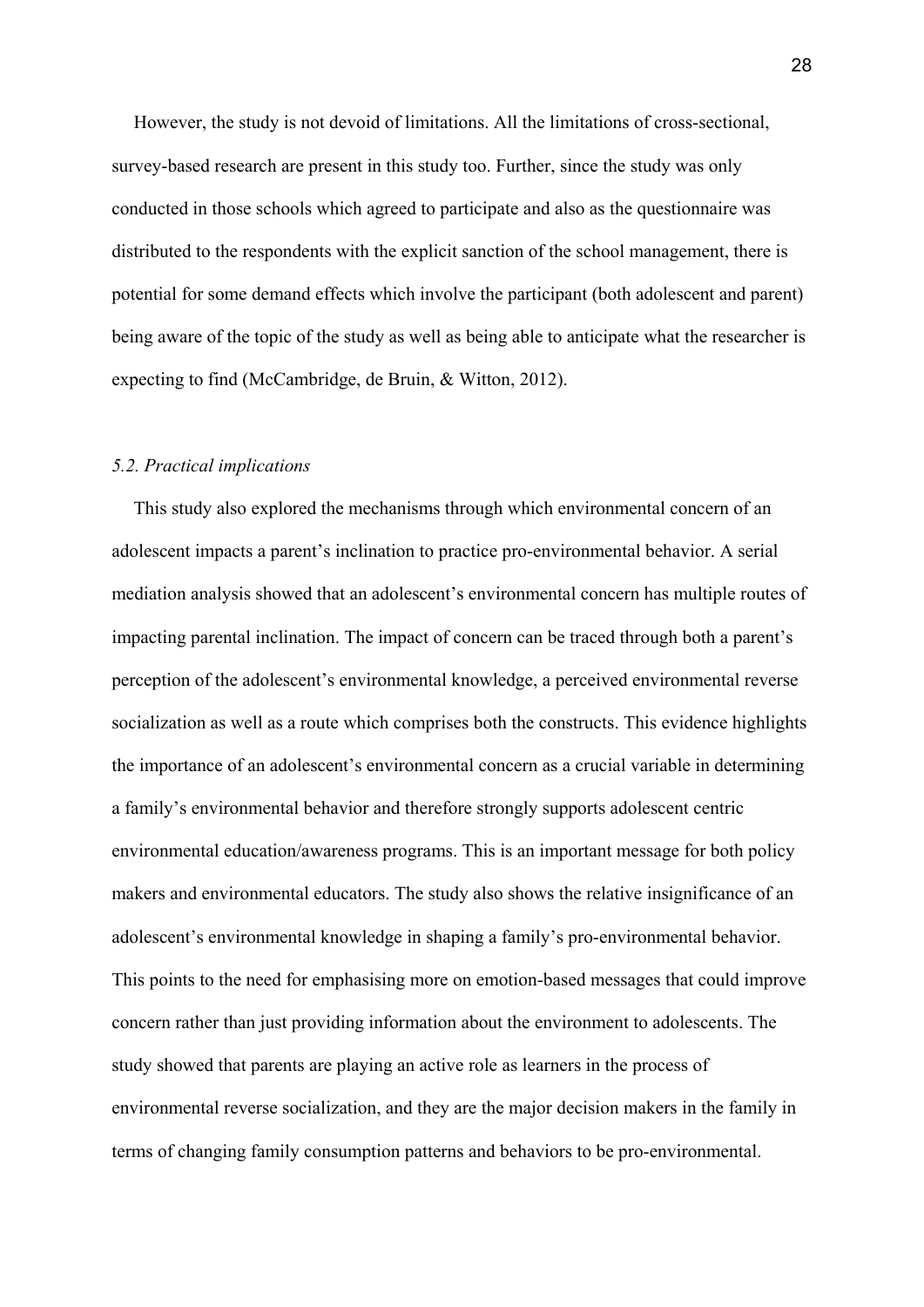However, the study is not devoid of limitations. All the limitations of cross-sectional, survey-based research are present in this study too. Further, since the study was only conducted in those schools which agreed to participate and also as the questionnaire was distributed to the respondents with the explicit sanction of the school management, there is potential for some demand effects which involve the participant (both adolescent and parent) being aware of the topic of the study as well as being able to anticipate what the researcher is expecting to find (McCambridge, de Bruin, & Witton, 2012).

### *5.2. Practical implications*

This study also explored the mechanisms through which environmental concern of an adolescent impacts a parent's inclination to practice pro-environmental behavior. A serial mediation analysis showed that an adolescent's environmental concern has multiple routes of impacting parental inclination. The impact of concern can be traced through both a parent's perception of the adolescent's environmental knowledge, a perceived environmental reverse socialization as well as a route which comprises both the constructs. This evidence highlights the importance of an adolescent's environmental concern as a crucial variable in determining a family's environmental behavior and therefore strongly supports adolescent centric environmental education/awareness programs. This is an important message for both policy makers and environmental educators. The study also shows the relative insignificance of an adolescent's environmental knowledge in shaping a family's pro-environmental behavior. This points to the need for emphasising more on emotion-based messages that could improve concern rather than just providing information about the environment to adolescents. The study showed that parents are playing an active role as learners in the process of environmental reverse socialization, and they are the major decision makers in the family in terms of changing family consumption patterns and behaviors to be pro-environmental.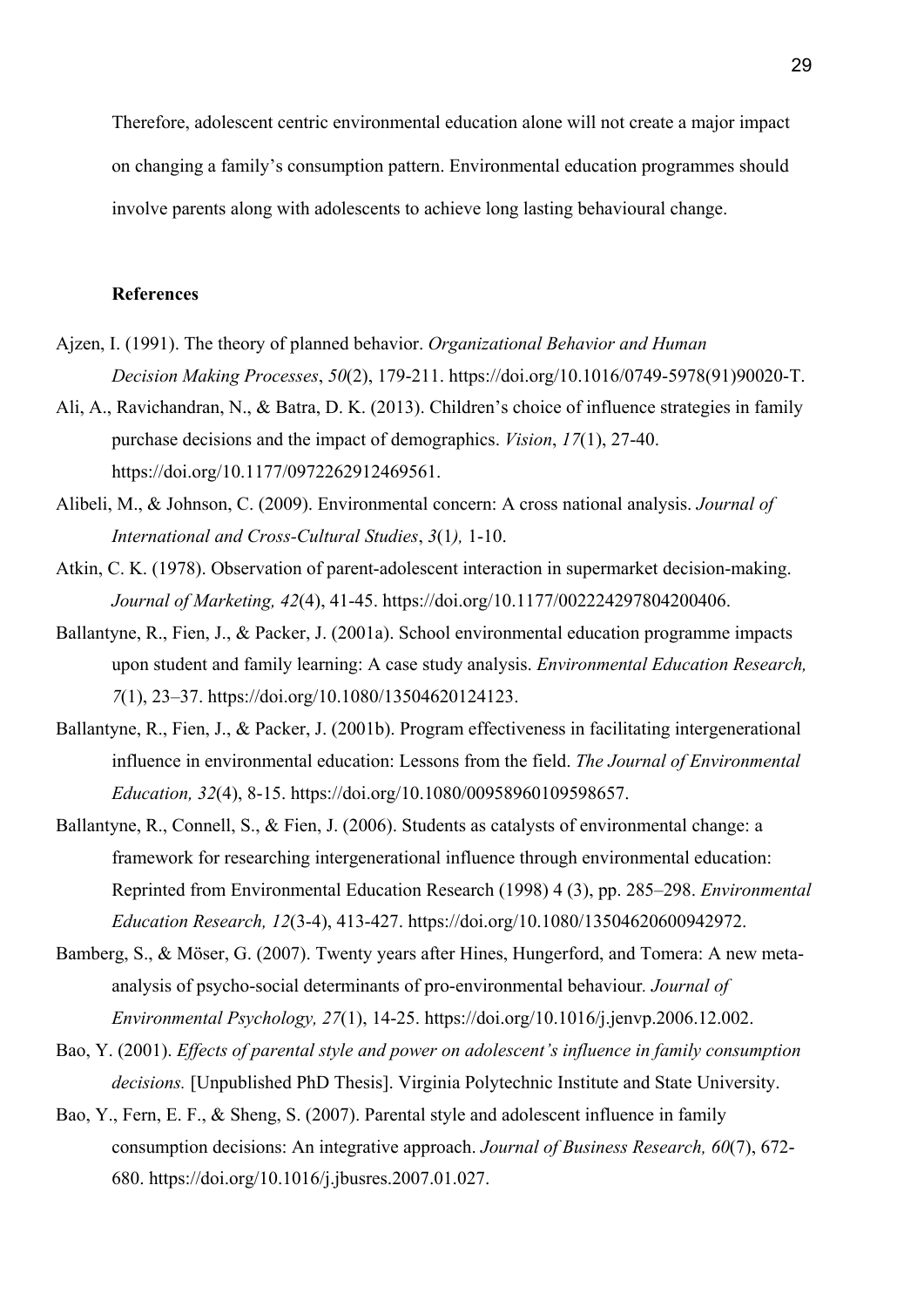Therefore, adolescent centric environmental education alone will not create a major impact on changing a family's consumption pattern. Environmental education programmes should involve parents along with adolescents to achieve long lasting behavioural change.

## References

Ajzen, I. (1991). The theory of planned behavior. *Organizational Behavior and Human Decision Making Processes*, *50*(2), 179-211. https://doi.org/10.1016/0749-5978(91)90020-T.

Ali, A., Ravichandran, N., & Batra, D. K. (2013). Children's choice of influence strategies in family purchase decisions and the impact of demographics. *Vision*, *17*(1), 27-40. https://doi.org/10.1177/0972262912469561.

Alibeli, M., & Johnson, C. (2009). Environmental concern: A cross national analysis. *Journal of International and Cross-Cultural Studies*, *3*(1*),* 1-10.

Atkin, C. K. (1978). Observation of parent-adolescent interaction in supermarket decision-making. *Journal of Marketing, 42*(4), 41-45. https://doi.org/10.1177/002224297804200406.

Ballantyne, R., Fien, J., & Packer, J. (2001a). School environmental education programme impacts upon student and family learning: A case study analysis. *Environmental Education Research, 7*(1), 23–37. https://doi.org/10.1080/13504620124123.

Ballantyne, R., Fien, J., & Packer, J. (2001b). Program effectiveness in facilitating intergenerational influence in environmental education: Lessons from the field. *The Journal of Environmental Education, 32*(4), 8-15. https://doi.org/10.1080/00958960109598657.

Ballantyne, R., Connell, S., & Fien, J. (2006). Students as catalysts of environmental change: a framework for researching intergenerational influence through environmental education: Reprinted from Environmental Education Research (1998) 4 (3), pp. 285–298. *Environmental Education Research, 12*(3-4), 413-427. https://doi.org/10.1080/13504620600942972.

Bamberg, S., & Möser, G. (2007). Twenty years after Hines, Hungerford, and Tomera: A new meta-analysis of psycho-social determinants of pro-environmental behaviour*. Journal of Environmental Psychology, 27*(1), 14-25. https://doi.org/10.1016/j.jenvp.2006.12.002.

Bao, Y. (2001). *Effects of parental style and power on adolescent's influence in family consumption decisions.* [Unpublished PhD Thesis]. Virginia Polytechnic Institute and State University.

Bao, Y., Fern, E. F., & Sheng, S. (2007). Parental style and adolescent influence in family consumption decisions: An integrative approach. *Journal of Business Research, 60*(7), 672-680. https://doi.org/10.1016/j.jbusres.2007.01.027.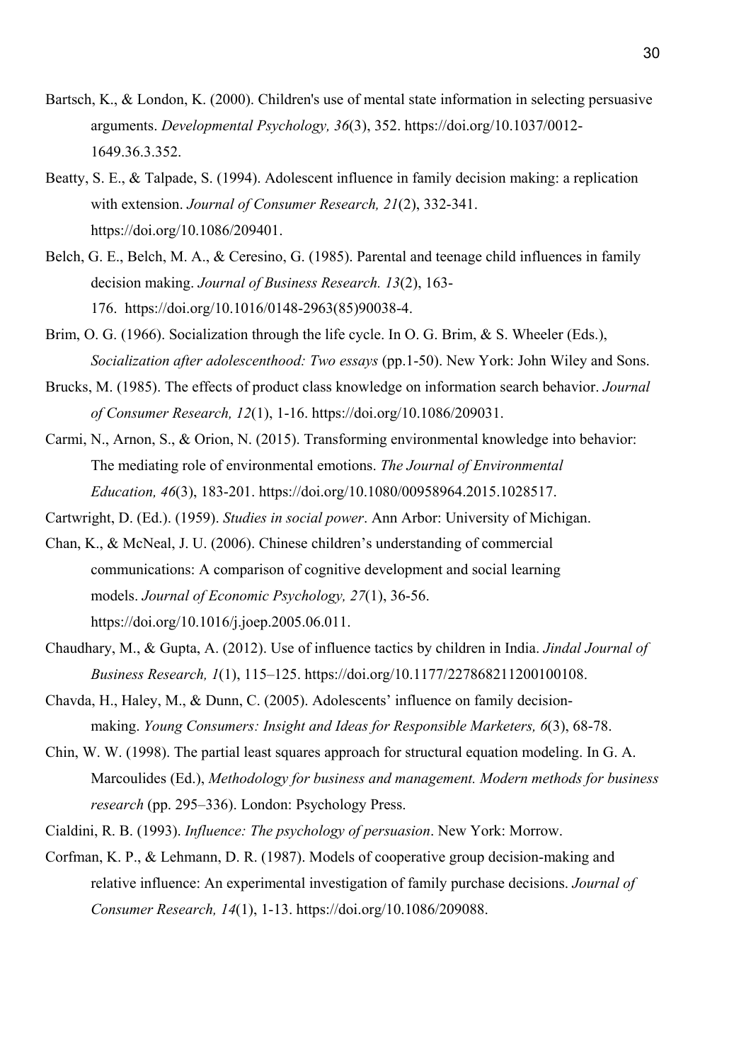Bartsch, K., & London, K. (2000). Children's use of mental state information in selecting persuasive arguments. *Developmental Psychology, 36*(3), 352. https://doi.org/10.1037/0012-1649.36.3.352.

Beatty, S. E., & Talpade, S. (1994). Adolescent influence in family decision making: a replication with extension. *Journal of Consumer Research, 21*(2), 332-341. https://doi.org/10.1086/209401.

Belch, G. E., Belch, M. A., & Ceresino, G. (1985). Parental and teenage child influences in family decision making. *Journal of Business Research. 13*(2), 163-176. https://doi.org/10.1016/0148-2963(85)90038-4.

Brim, O. G. (1966). Socialization through the life cycle. In O. G. Brim, & S. Wheeler (Eds.), *Socialization after adolescenthood: Two essays* (pp.1-50). New York: John Wiley and Sons.

Brucks, M. (1985). The effects of product class knowledge on information search behavior. *Journal of Consumer Research, 12*(1), 1-16. https://doi.org/10.1086/209031.

Carmi, N., Arnon, S., & Orion, N. (2015). Transforming environmental knowledge into behavior: The mediating role of environmental emotions. *The Journal of Environmental Education, 46*(3), 183-201. https://doi.org/10.1080/00958964.2015.1028517.

Cartwright, D. (Ed.). (1959). *Studies in social power*. Ann Arbor: University of Michigan.

Chan, K., & McNeal, J. U. (2006). Chinese children's understanding of commercial communications: A comparison of cognitive development and social learning models. *Journal of Economic Psychology, 27*(1), 36-56. https://doi.org/10.1016/j.joep.2005.06.011.

Chaudhary, M., & Gupta, A. (2012). Use of influence tactics by children in India. *Jindal Journal of Business Research, 1*(1), 115–125. https://doi.org/10.1177/227868211200100108.

Chavda, H., Haley, M., & Dunn, C. (2005). Adolescents' influence on family decision-making. *Young Consumers: Insight and Ideas for Responsible Marketers, 6*(3), 68-78.

Chin, W. W. (1998). The partial least squares approach for structural equation modeling. In G. A. Marcoulides (Ed.), *Methodology for business and management. Modern methods for business research* (pp. 295–336). London: Psychology Press.

Cialdini, R. B. (1993). *Influence: The psychology of persuasion*. New York: Morrow.

Corfman, K. P., & Lehmann, D. R. (1987). Models of cooperative group decision-making and relative influence: An experimental investigation of family purchase decisions. *Journal of Consumer Research, 14*(1), 1-13. https://doi.org/10.1086/209088.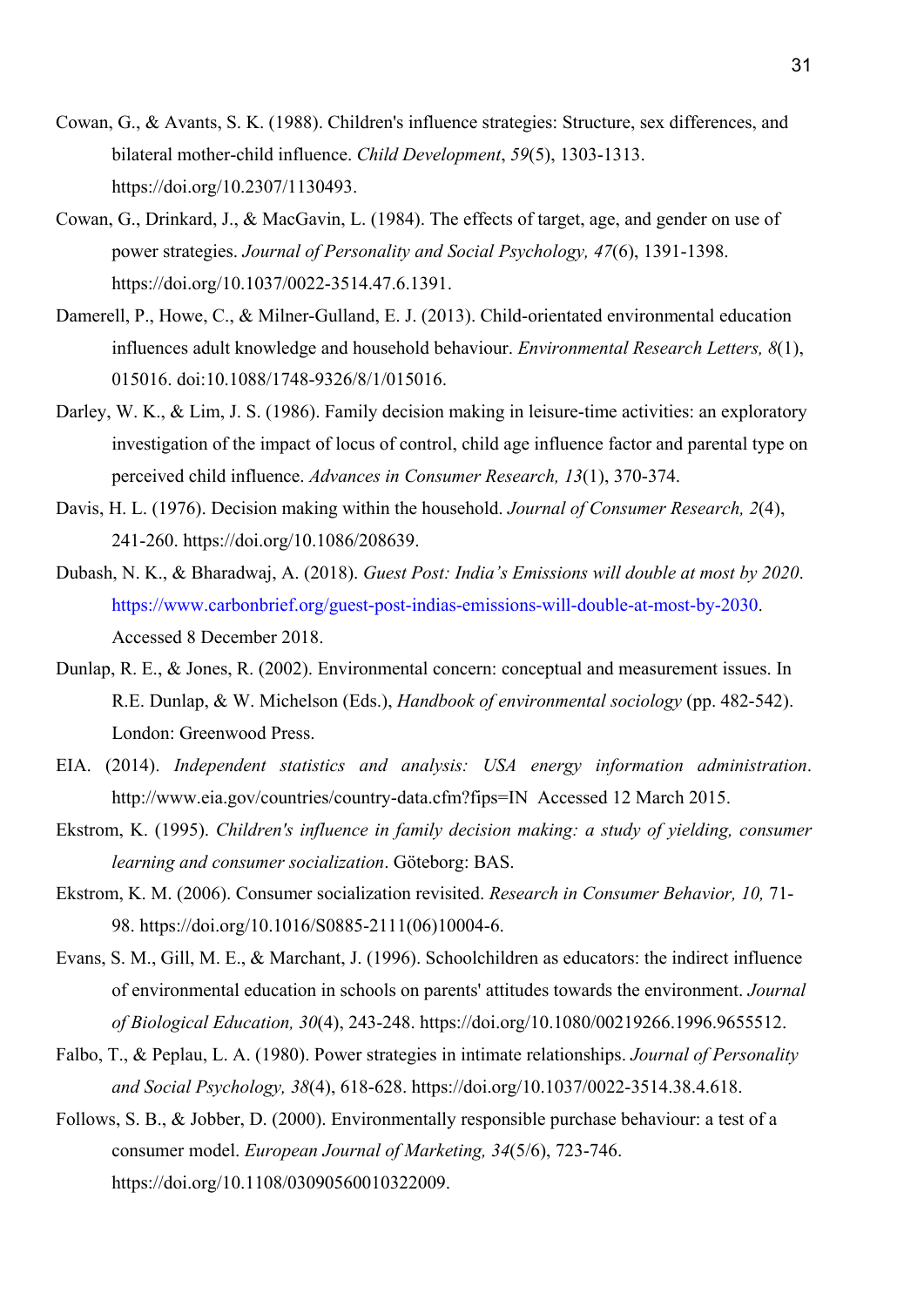Cowan, G., & Avants, S. K. (1988). Children's influence strategies: Structure, sex differences, and bilateral mother-child influence. *Child Development*, *59*(5), 1303-1313. https://doi.org/10.2307/1130493.

Cowan, G., Drinkard, J., & MacGavin, L. (1984). The effects of target, age, and gender on use of power strategies. *Journal of Personality and Social Psychology, 47*(6), 1391-1398. https://doi.org/10.1037/0022-3514.47.6.1391.

Damerell, P., Howe, C., & Milner-Gulland, E. J. (2013). Child-orientated environmental education influences adult knowledge and household behaviour. *Environmental Research Letters, 8*(1), 015016. doi:10.1088/1748-9326/8/1/015016.

Darley, W. K., & Lim, J. S. (1986). Family decision making in leisure-time activities: an exploratory investigation of the impact of locus of control, child age influence factor and parental type on perceived child influence. *Advances in Consumer Research, 13*(1), 370-374.

Davis, H. L. (1976). Decision making within the household. *Journal of Consumer Research, 2*(4), 241-260. https://doi.org/10.1086/208639.

Dubash, N. K., & Bharadwaj, A. (2018). *Guest Post: India's Emissions will double at most by 2020*. https://www.carbonbrief.org/guest-post-indias-emissions-will-double-at-most-by-2030. Accessed 8 December 2018.

Dunlap, R. E., & Jones, R. (2002). Environmental concern: conceptual and measurement issues. In R.E. Dunlap, & W. Michelson (Eds.), *Handbook of environmental sociology* (pp. 482-542). London: Greenwood Press.

EIA. (2014). *Independent statistics and analysis: USA energy information administration*. http://www.eia.gov/countries/country-data.cfm?fips=IN Accessed 12 March 2015.

Ekstrom, K. (1995). *Children's influence in family decision making: a study of yielding, consumer learning and consumer socialization*. Göteborg: BAS.

Ekstrom, K. M. (2006). Consumer socialization revisited. *Research in Consumer Behavior, 10,* 71-98. https://doi.org/10.1016/S0885-2111(06)10004-6.

Evans, S. M., Gill, M. E., & Marchant, J. (1996). Schoolchildren as educators: the indirect influence of environmental education in schools on parents' attitudes towards the environment. *Journal of Biological Education, 30*(4), 243-248. https://doi.org/10.1080/00219266.1996.9655512.

Falbo, T., & Peplau, L. A. (1980). Power strategies in intimate relationships. *Journal of Personality and Social Psychology, 38*(4), 618-628. https://doi.org/10.1037/0022-3514.38.4.618.

Follows, S. B., & Jobber, D. (2000). Environmentally responsible purchase behaviour: a test of a consumer model. *European Journal of Marketing, 34*(5/6), 723-746. https://doi.org/10.1108/03090560010322009.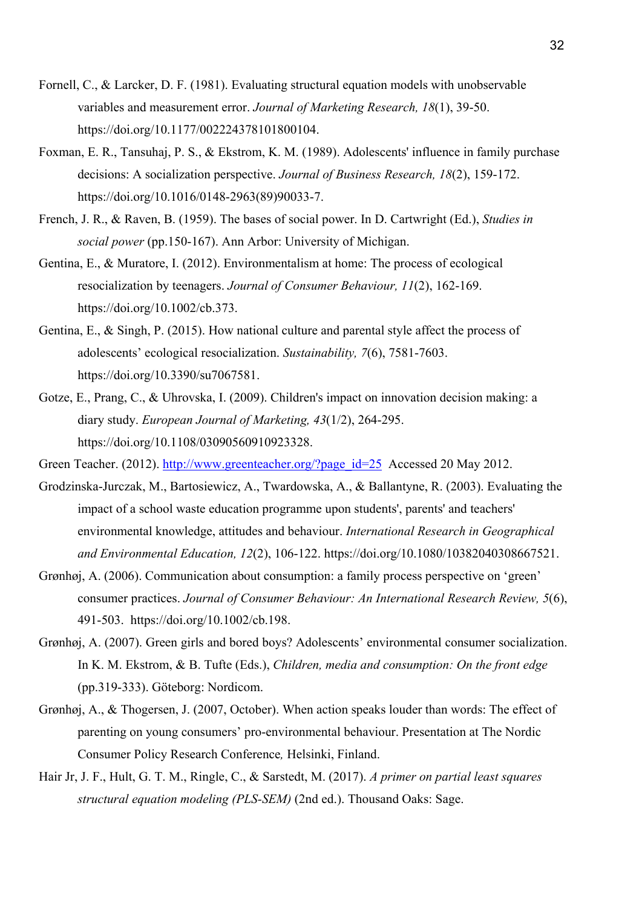Fornell, C., & Larcker, D. F. (1981). Evaluating structural equation models with unobservable variables and measurement error. *Journal of Marketing Research, 18*(1), 39-50. https://doi.org/10.1177/002224378101800104.

Foxman, E. R., Tansuhaj, P. S., & Ekstrom, K. M. (1989). Adolescents' influence in family purchase decisions: A socialization perspective. *Journal of Business Research, 18*(2), 159-172. https://doi.org/10.1016/0148-2963(89)90033-7.

French, J. R., & Raven, B. (1959). The bases of social power. In D. Cartwright (Ed.), *Studies in social power* (pp.150-167). Ann Arbor: University of Michigan.

Gentina, E., & Muratore, I. (2012). Environmentalism at home: The process of ecological resocialization by teenagers. *Journal of Consumer Behaviour, 11*(2), 162-169. https://doi.org/10.1002/cb.373.

Gentina, E., & Singh, P. (2015). How national culture and parental style affect the process of adolescents' ecological resocialization. *Sustainability, 7*(6), 7581-7603. https://doi.org/10.3390/su7067581.

Gotze, E., Prang, C., & Uhrovska, I. (2009). Children's impact on innovation decision making: a diary study. *European Journal of Marketing, 43*(1/2), 264-295. https://doi.org/10.1108/03090560910923328.

Green Teacher. (2012). [http://www.greenteacher.org/?page_id=25](http://www.greenteacher.org/?page_id=25) Accessed 20 May 2012.

Grodzinska-Jurczak, M., Bartosiewicz, A., Twardowska, A., & Ballantyne, R. (2003). Evaluating the impact of a school waste education programme upon students', parents' and teachers' environmental knowledge, attitudes and behaviour. *International Research in Geographical and Environmental Education, 12*(2), 106-122. https://doi.org/10.1080/10382040308667521.

Grønhøj, A. (2006). Communication about consumption: a family process perspective on 'green' consumer practices. *Journal of Consumer Behaviour: An International Research Review, 5*(6), 491-503. https://doi.org/10.1002/cb.198.

Grønhøj, A. (2007). Green girls and bored boys? Adolescents' environmental consumer socialization. In K. M. Ekstrom, & B. Tufte (Eds.), *Children, media and consumption: On the front edge* (pp.319-333). Göteborg: Nordicom.

Grønhøj, A., & Thogersen, J. (2007, October). When action speaks louder than words: The effect of parenting on young consumers' pro-environmental behaviour. Presentation at The Nordic Consumer Policy Research Conference*,* Helsinki, Finland.

Hair Jr, J. F., Hult, G. T. M., Ringle, C., & Sarstedt, M. (2017). *A primer on partial least squares structural equation modeling (PLS-SEM)* (2nd ed.). Thousand Oaks: Sage.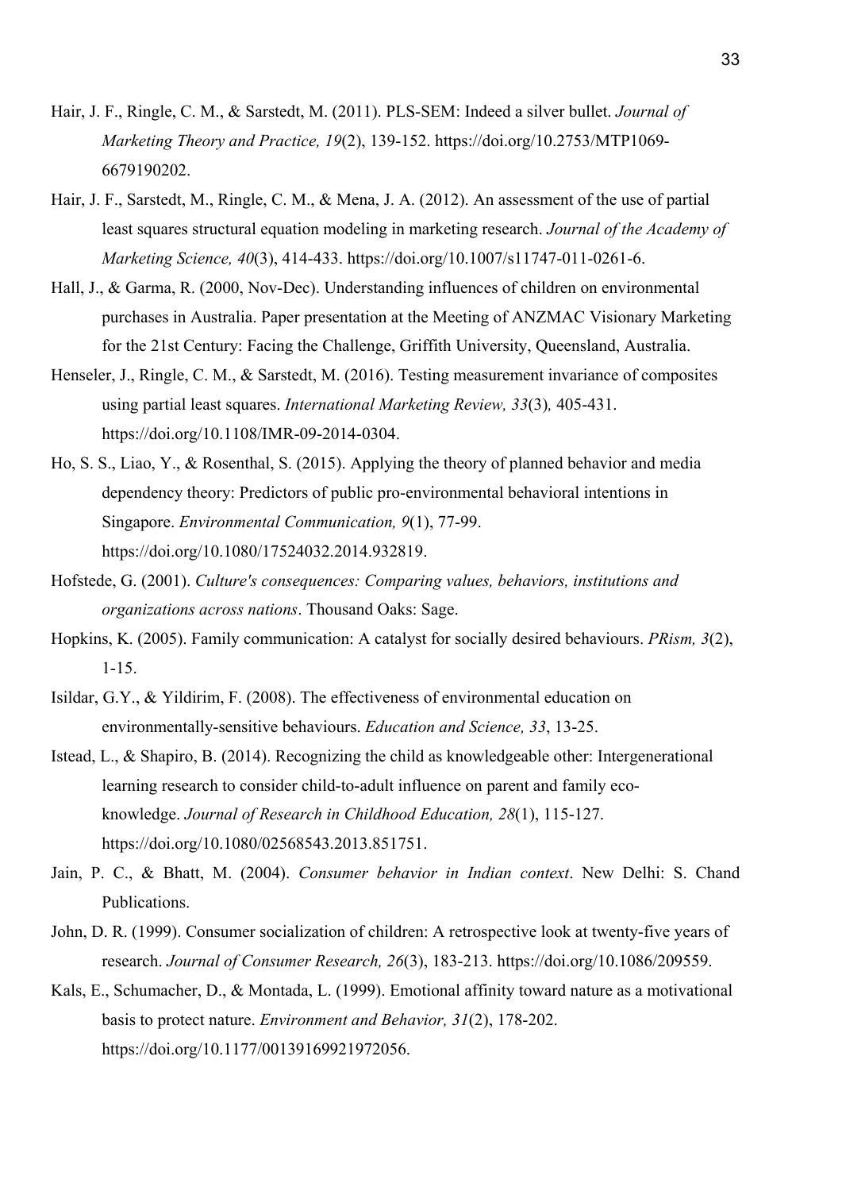Hair, J. F., Ringle, C. M., & Sarstedt, M. (2011). PLS-SEM: Indeed a silver bullet. *Journal of Marketing Theory and Practice, 19*(2), 139-152. https://doi.org/10.2753/MTP1069-6679190202.

Hair, J. F., Sarstedt, M., Ringle, C. M., & Mena, J. A. (2012). An assessment of the use of partial least squares structural equation modeling in marketing research. *Journal of the Academy of Marketing Science, 40*(3), 414-433. https://doi.org/10.1007/s11747-011-0261-6.

Hall, J., & Garma, R. (2000, Nov-Dec). Understanding influences of children on environmental purchases in Australia. Paper presentation at the Meeting of ANZMAC Visionary Marketing for the 21st Century: Facing the Challenge, Griffith University, Queensland, Australia.

Henseler, J., Ringle, C. M., & Sarstedt, M. (2016). Testing measurement invariance of composites using partial least squares. *International Marketing Review, 33*(3)*,* 405-431. https://doi.org/10.1108/IMR-09-2014-0304.

Ho, S. S., Liao, Y., & Rosenthal, S. (2015). Applying the theory of planned behavior and media dependency theory: Predictors of public pro-environmental behavioral intentions in Singapore. *Environmental Communication, 9*(1), 77-99. https://doi.org/10.1080/17524032.2014.932819.

Hofstede, G. (2001). *Culture's consequences: Comparing values, behaviors, institutions and organizations across nations*. Thousand Oaks: Sage.

Hopkins, K. (2005). Family communication: A catalyst for socially desired behaviours. *PRism, 3*(2), 1-15.

Isildar, G.Y., & Yildirim, F. (2008). The effectiveness of environmental education on environmentally-sensitive behaviours. *Education and Science, 33*, 13-25.

Istead, L., & Shapiro, B. (2014). Recognizing the child as knowledgeable other: Intergenerational learning research to consider child-to-adult influence on parent and family eco-knowledge. *Journal of Research in Childhood Education, 28*(1), 115-127. https://doi.org/10.1080/02568543.2013.851751.

Jain, P. C., & Bhatt, M. (2004). *Consumer behavior in Indian context*. New Delhi: S. Chand Publications.

John, D. R. (1999). Consumer socialization of children: A retrospective look at twenty-five years of research. *Journal of Consumer Research, 26*(3), 183-213. https://doi.org/10.1086/209559.

Kals, E., Schumacher, D., & Montada, L. (1999). Emotional affinity toward nature as a motivational basis to protect nature. *Environment and Behavior, 31*(2), 178-202. https://doi.org/10.1177/00139169921972056.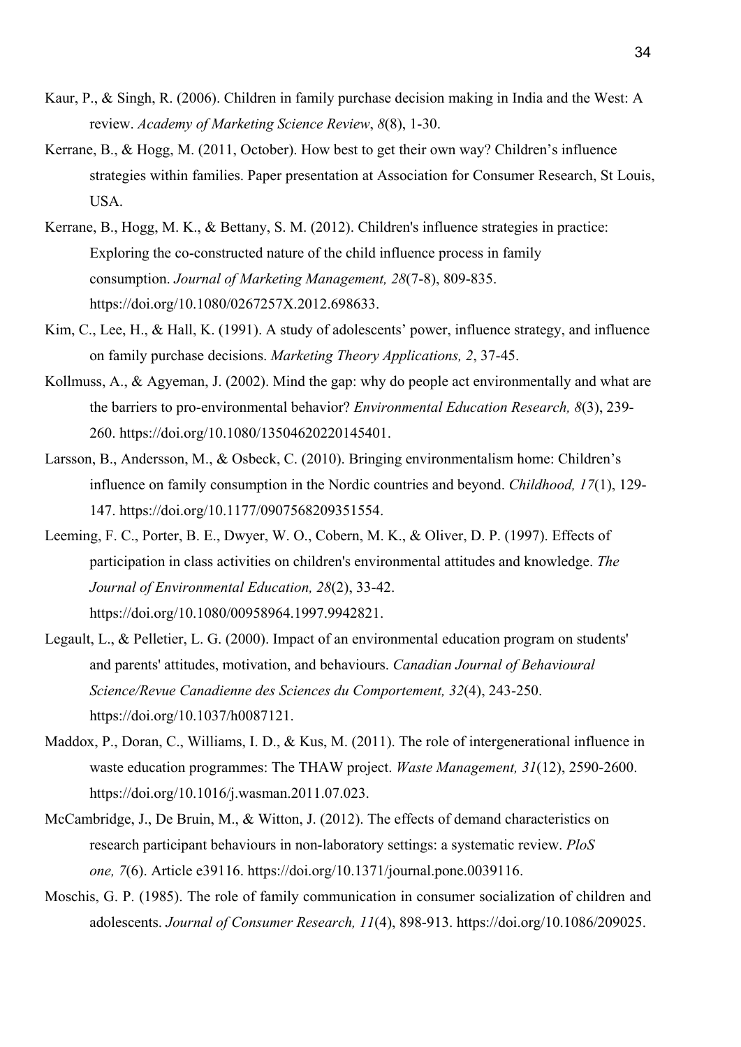Kaur, P., & Singh, R. (2006). Children in family purchase decision making in India and the West: A review. *Academy of Marketing Science Review*, *8*(8), 1-30.

Kerrane, B., & Hogg, M. (2011, October). How best to get their own way? Children's influence strategies within families. Paper presentation at Association for Consumer Research, St Louis, USA.

Kerrane, B., Hogg, M. K., & Bettany, S. M. (2012). Children's influence strategies in practice: Exploring the co-constructed nature of the child influence process in family consumption. *Journal of Marketing Management, 28*(7-8), 809-835. https://doi.org/10.1080/0267257X.2012.698633.

Kim, C., Lee, H., & Hall, K. (1991). A study of adolescents' power, influence strategy, and influence on family purchase decisions. *Marketing Theory Applications, 2*, 37-45.

Kollmuss, A., & Agyeman, J. (2002). Mind the gap: why do people act environmentally and what are the barriers to pro-environmental behavior? *Environmental Education Research, 8*(3), 239-260. https://doi.org/10.1080/13504620220145401.

Larsson, B., Andersson, M., & Osbeck, C. (2010). Bringing environmentalism home: Children's influence on family consumption in the Nordic countries and beyond. *Childhood, 17*(1), 129-147. https://doi.org/10.1177/0907568209351554.

Leeming, F. C., Porter, B. E., Dwyer, W. O., Cobern, M. K., & Oliver, D. P. (1997). Effects of participation in class activities on children's environmental attitudes and knowledge. *The Journal of Environmental Education, 28*(2), 33-42. https://doi.org/10.1080/00958964.1997.9942821.

Legault, L., & Pelletier, L. G. (2000). Impact of an environmental education program on students' and parents' attitudes, motivation, and behaviours. *Canadian Journal of Behavioural Science/Revue Canadienne des Sciences du Comportement, 32*(4), 243-250. https://doi.org/10.1037/h0087121.

Maddox, P., Doran, C., Williams, I. D., & Kus, M. (2011). The role of intergenerational influence in waste education programmes: The THAW project. *Waste Management, 31*(12), 2590-2600. https://doi.org/10.1016/j.wasman.2011.07.023.

McCambridge, J., De Bruin, M., & Witton, J. (2012). The effects of demand characteristics on research participant behaviours in non-laboratory settings: a systematic review. *PloS one, 7*(6). Article e39116. https://doi.org/10.1371/journal.pone.0039116.

Moschis, G. P. (1985). The role of family communication in consumer socialization of children and adolescents. *Journal of Consumer Research, 11*(4), 898-913. https://doi.org/10.1086/209025.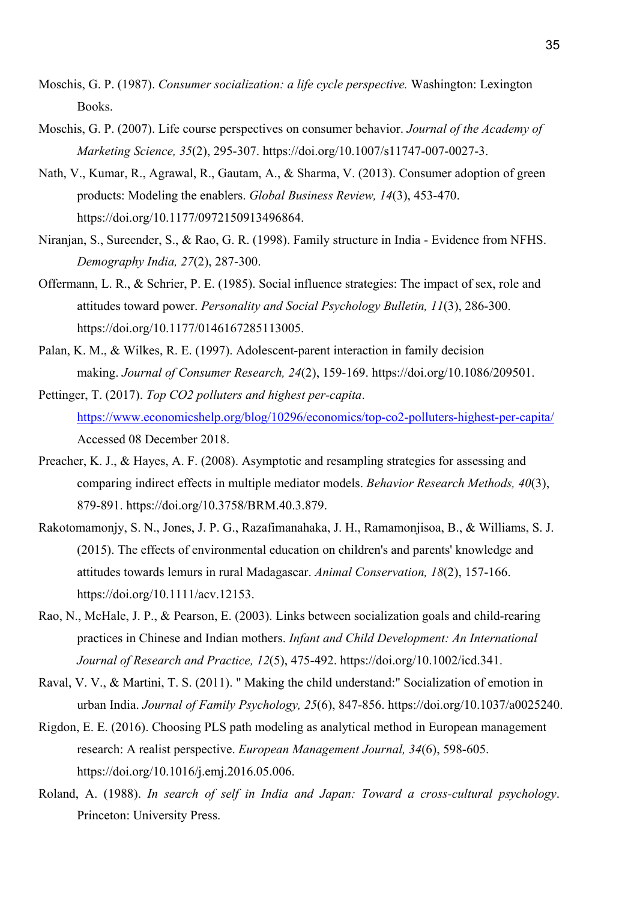Moschis, G. P. (1987). *Consumer socialization: a life cycle perspective.* Washington: Lexington Books.

Moschis, G. P. (2007). Life course perspectives on consumer behavior. *Journal of the Academy of Marketing Science, 35*(2), 295-307. https://doi.org/10.1007/s11747-007-0027-3.

Nath, V., Kumar, R., Agrawal, R., Gautam, A., & Sharma, V. (2013). Consumer adoption of green products: Modeling the enablers. *Global Business Review, 14*(3), 453-470. https://doi.org/10.1177/0972150913496864.

Niranjan, S., Sureender, S., & Rao, G. R. (1998). Family structure in India - Evidence from NFHS. *Demography India, 27*(2), 287-300.

Offermann, L. R., & Schrier, P. E. (1985). Social influence strategies: The impact of sex, role and attitudes toward power. *Personality and Social Psychology Bulletin, 11*(3), 286-300. https://doi.org/10.1177/0146167285113005.

Palan, K. M., & Wilkes, R. E. (1997). Adolescent-parent interaction in family decision making. *Journal of Consumer Research, 24*(2), 159-169. https://doi.org/10.1086/209501.

Pettinger, T. (2017). *Top CO2 polluters and highest per-capita*. https://www.economicshelp.org/blog/10296/economics/top-co2-polluters-highest-per-capita/ Accessed 08 December 2018.

Preacher, K. J., & Hayes, A. F. (2008). Asymptotic and resampling strategies for assessing and comparing indirect effects in multiple mediator models. *Behavior Research Methods, 40*(3), 879-891. https://doi.org/10.3758/BRM.40.3.879.

Rakotomamonjy, S. N., Jones, J. P. G., Razafimanahaka, J. H., Ramamonjisoa, B., & Williams, S. J. (2015). The effects of environmental education on children's and parents' knowledge and attitudes towards lemurs in rural Madagascar. *Animal Conservation, 18*(2), 157-166. https://doi.org/10.1111/acv.12153.

Rao, N., McHale, J. P., & Pearson, E. (2003). Links between socialization goals and child-rearing practices in Chinese and Indian mothers. *Infant and Child Development: An International Journal of Research and Practice, 12*(5), 475-492. https://doi.org/10.1002/icd.341.

Raval, V. V., & Martini, T. S. (2011). " Making the child understand:" Socialization of emotion in urban India. *Journal of Family Psychology, 25*(6), 847-856. https://doi.org/10.1037/a0025240.

Rigdon, E. E. (2016). Choosing PLS path modeling as analytical method in European management research: A realist perspective. *European Management Journal, 34*(6), 598-605. https://doi.org/10.1016/j.emj.2016.05.006.

Roland, A. (1988). *In search of self in India and Japan: Toward a cross-cultural psychology*. Princeton: University Press.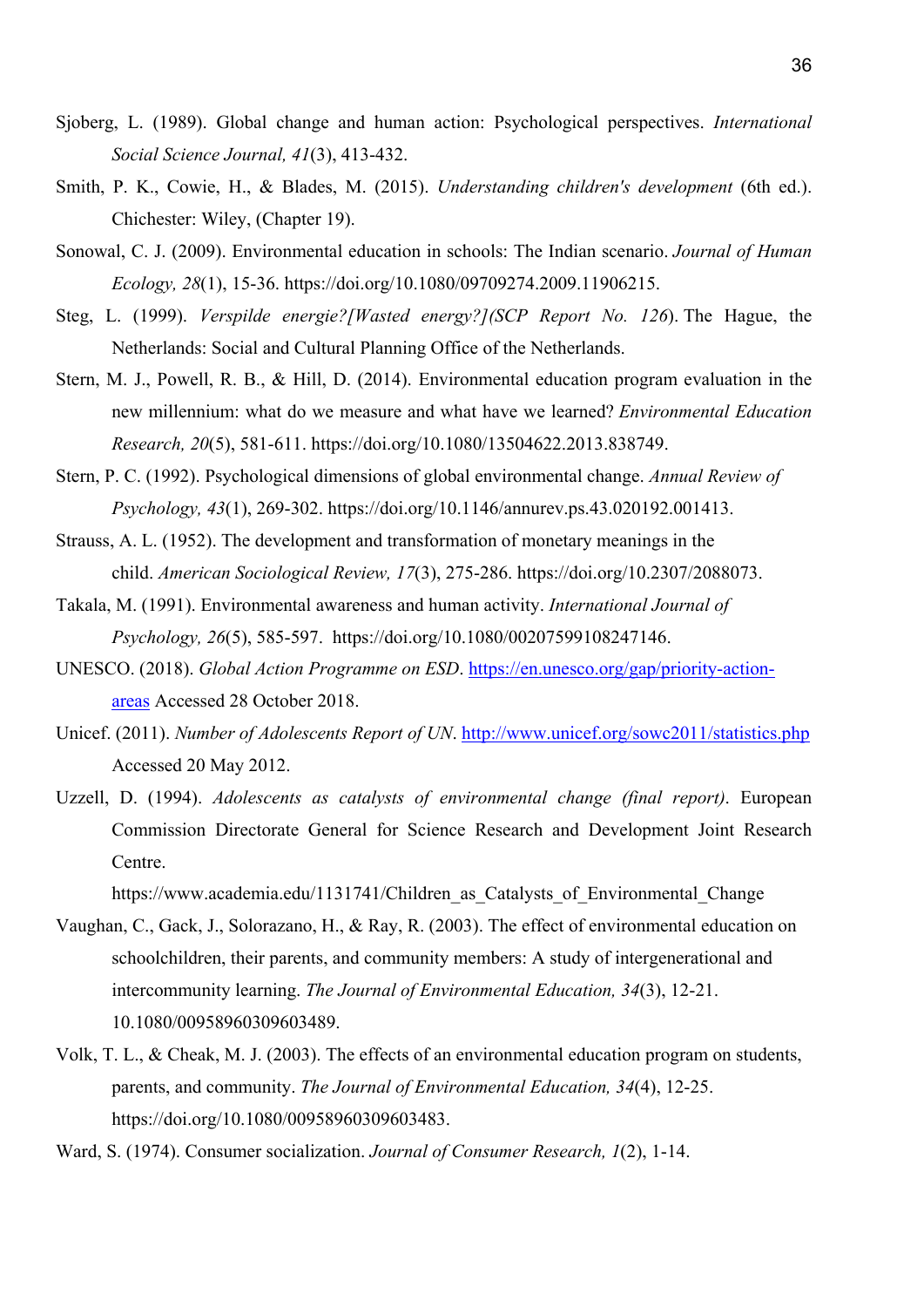Sjoberg, L. (1989). Global change and human action: Psychological perspectives. *International Social Science Journal, 41*(3), 413-432.

Smith, P. K., Cowie, H., & Blades, M. (2015). *Understanding children's development* (6th ed.). Chichester: Wiley, (Chapter 19).

Sonowal, C. J. (2009). Environmental education in schools: The Indian scenario. *Journal of Human Ecology, 28*(1), 15-36. https://doi.org/10.1080/09709274.2009.11906215.

Steg, L. (1999). *Verspilde energie?[Wasted energy?](SCP Report No. 126)*. The Hague, the Netherlands: Social and Cultural Planning Office of the Netherlands.

Stern, M. J., Powell, R. B., & Hill, D. (2014). Environmental education program evaluation in the new millennium: what do we measure and what have we learned? *Environmental Education Research, 20*(5), 581-611. https://doi.org/10.1080/13504622.2013.838749.

Stern, P. C. (1992). Psychological dimensions of global environmental change. *Annual Review of Psychology, 43*(1), 269-302. https://doi.org/10.1146/annurev.ps.43.020192.001413.

Strauss, A. L. (1952). The development and transformation of monetary meanings in the child. *American Sociological Review, 17*(3), 275-286. https://doi.org/10.2307/2088073.

Takala, M. (1991). Environmental awareness and human activity. *International Journal of Psychology, 26*(5), 585-597. https://doi.org/10.1080/00207599108247146.

UNESCO. (2018). *Global Action Programme on ESD*. https://en.unesco.org/gap/priority-action-areas Accessed 28 October 2018.

Unicef. (2011). *Number of Adolescents Report of UN*. http://www.unicef.org/sowc2011/statistics.php Accessed 20 May 2012.

Uzzell, D. (1994). *Adolescents as catalysts of environmental change (final report)*. European Commission Directorate General for Science Research and Development Joint Research Centre.
https://www.academia.edu/1131741/Children_as_Catalysts_of_Environmental_Change

Vaughan, C., Gack, J., Solorazano, H., & Ray, R. (2003). The effect of environmental education on schoolchildren, their parents, and community members: A study of intergenerational and intercommunity learning. *The Journal of Environmental Education, 34*(3), 12-21. 10.1080/00958960309603489.

Volk, T. L., & Cheak, M. J. (2003). The effects of an environmental education program on students, parents, and community. *The Journal of Environmental Education, 34*(4), 12-25. https://doi.org/10.1080/00958960309603483.

Ward, S. (1974). Consumer socialization. *Journal of Consumer Research, 1*(2), 1-14.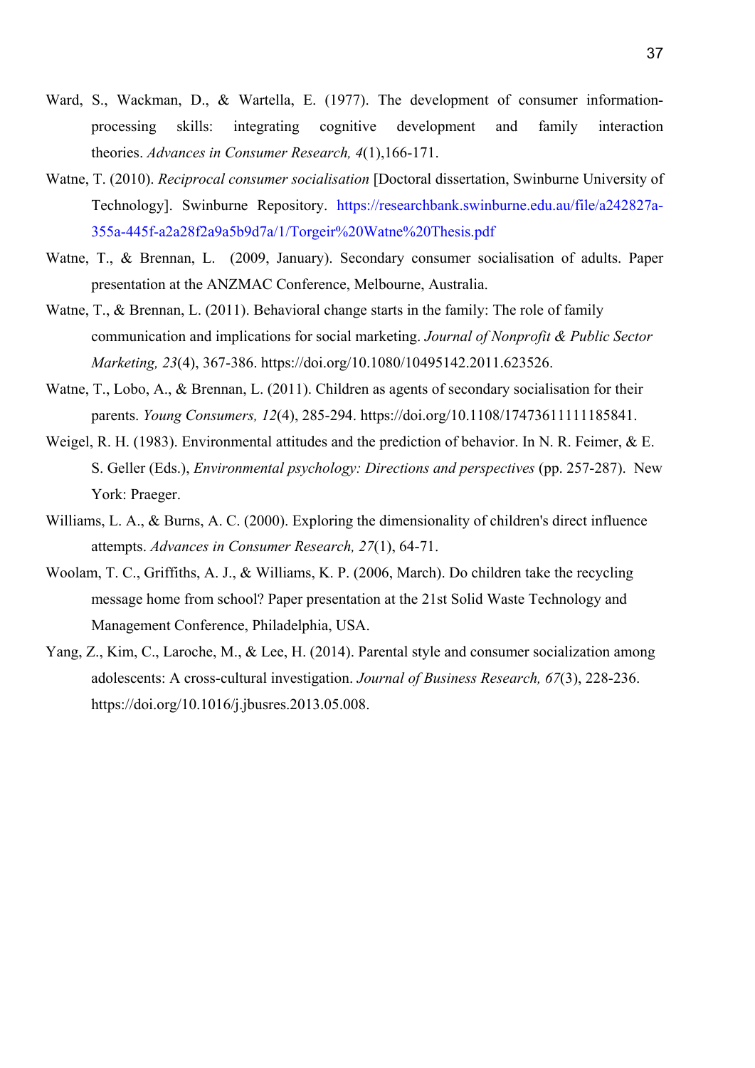Ward, S., Wackman, D., & Wartella, E. (1977). The development of consumer information-processing skills: integrating cognitive development and family interaction theories. *Advances in Consumer Research, 4*(1),166-171.

Watne, T. (2010). *Reciprocal consumer socialisation* [Doctoral dissertation, Swinburne University of Technology]. Swinburne Repository. https://researchbank.swinburne.edu.au/file/a242827a-355a-445f-a2a28f2a9a5b9d7a/1/Torgeir%20Watne%20Thesis.pdf

Watne, T., & Brennan, L. (2009, January). Secondary consumer socialisation of adults. Paper presentation at the ANZMAC Conference, Melbourne, Australia.

Watne, T., & Brennan, L. (2011). Behavioral change starts in the family: The role of family communication and implications for social marketing. *Journal of Nonprofit & Public Sector Marketing, 23*(4), 367-386. https://doi.org/10.1080/10495142.2011.623526.

Watne, T., Lobo, A., & Brennan, L. (2011). Children as agents of secondary socialisation for their parents. *Young Consumers, 12*(4), 285-294. https://doi.org/10.1108/17473611111185841.

Weigel, R. H. (1983). Environmental attitudes and the prediction of behavior. In N. R. Feimer, & E. S. Geller (Eds.), *Environmental psychology: Directions and perspectives* (pp. 257-287). New York: Praeger.

Williams, L. A., & Burns, A. C. (2000). Exploring the dimensionality of children's direct influence attempts. *Advances in Consumer Research, 27*(1), 64-71.

Woolam, T. C., Griffiths, A. J., & Williams, K. P. (2006, March). Do children take the recycling message home from school? Paper presentation at the 21st Solid Waste Technology and Management Conference, Philadelphia, USA.

Yang, Z., Kim, C., Laroche, M., & Lee, H. (2014). Parental style and consumer socialization among adolescents: A cross-cultural investigation. *Journal of Business Research, 67*(3), 228-236. https://doi.org/10.1016/j.jbusres.2013.05.008.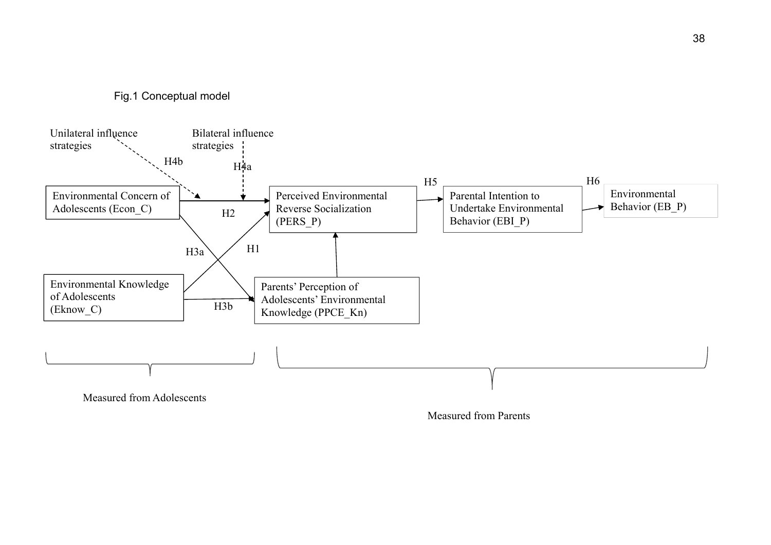Fig.1 Conceptual model

Unilateral influence strategies

Bilateral influence strategies

H4b

H4a

Environmental Concern of Adolescents (Econ_C)

H2

Perceived Environmental Reverse Socialization (PERS_P)

H5

Parental Intention to Undertake Environmental Behavior (EBI_P)

H6

Environmental Behavior (EB_P)

H3a

H1

Environmental Knowledge of Adolescents (Eknow_C)

H3b

Parents' Perception of Adolescents' Environmental Knowledge (PPCE_Kn)

Measured from Adolescents

Measured from Parents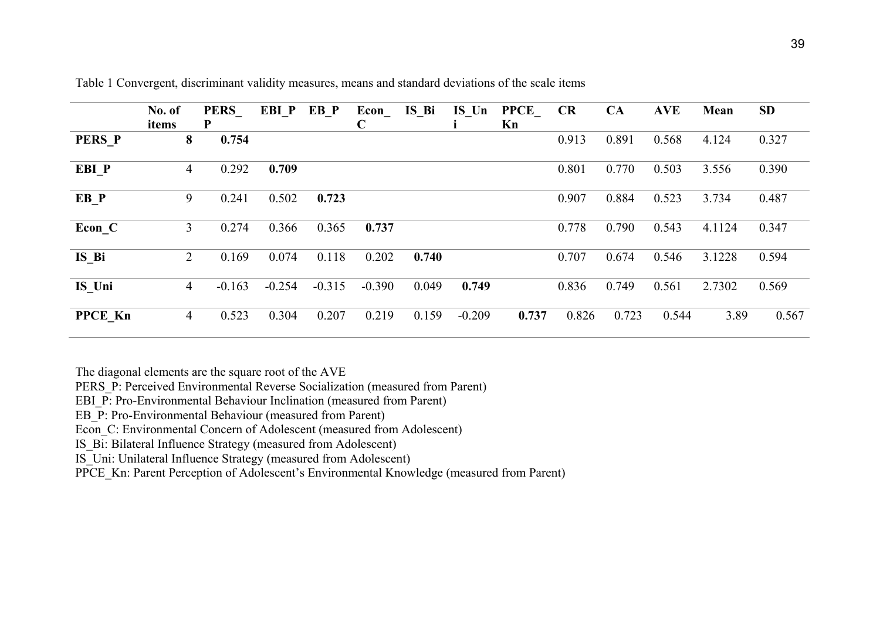Table 1 Convergent, discriminant validity measures, means and standard deviations of the scale items

| | No. of items | PERS_P | EBI_P | EB_P | Econ_C | IS_Bi | IS_Uni | PPCE_Kn | CR | CA | AVE | Mean | SD |
|---|---|---|---|---|---|---|---|---|---|---|---|---|---|
| **PERS_P** | **8** | **0.754** | | | | | | | 0.913 | 0.891 | 0.568 | 4.124 | 0.327 |
| **EBI_P** | 4 | 0.292 | **0.709** | | | | | | 0.801 | 0.770 | 0.503 | 3.556 | 0.390 |
| **EB_P** | 9 | 0.241 | 0.502 | **0.723** | | | | | 0.907 | 0.884 | 0.523 | 3.734 | 0.487 |
| **Econ_C** | 3 | 0.274 | 0.366 | 0.365 | **0.737** | | | | 0.778 | 0.790 | 0.543 | 4.1124 | 0.347 |
| **IS_Bi** | 2 | 0.169 | 0.074 | 0.118 | 0.202 | **0.740** | | | 0.707 | 0.674 | 0.546 | 3.1228 | 0.594 |
| **IS_Uni** | 4 | -0.163 | -0.254 | -0.315 | -0.390 | 0.049 | **0.749** | | 0.836 | 0.749 | 0.561 | 2.7302 | 0.569 |
| **PPCE_Kn** | 4 | 0.523 | 0.304 | 0.207 | 0.219 | 0.159 | -0.209 | **0.737** | 0.826 | 0.723 | 0.544 | 3.89 | 0.567 |

The diagonal elements are the square root of the AVE

PERS_P: Perceived Environmental Reverse Socialization (measured from Parent)

EBI_P: Pro-Environmental Behaviour Inclination (measured from Parent)

EB_P: Pro-Environmental Behaviour (measured from Parent)

Econ_C: Environmental Concern of Adolescent (measured from Adolescent)

IS_Bi: Bilateral Influence Strategy (measured from Adolescent)

IS_Uni: Unilateral Influence Strategy (measured from Adolescent)

PPCE_Kn: Parent Perception of Adolescent's Environmental Knowledge (measured from Parent)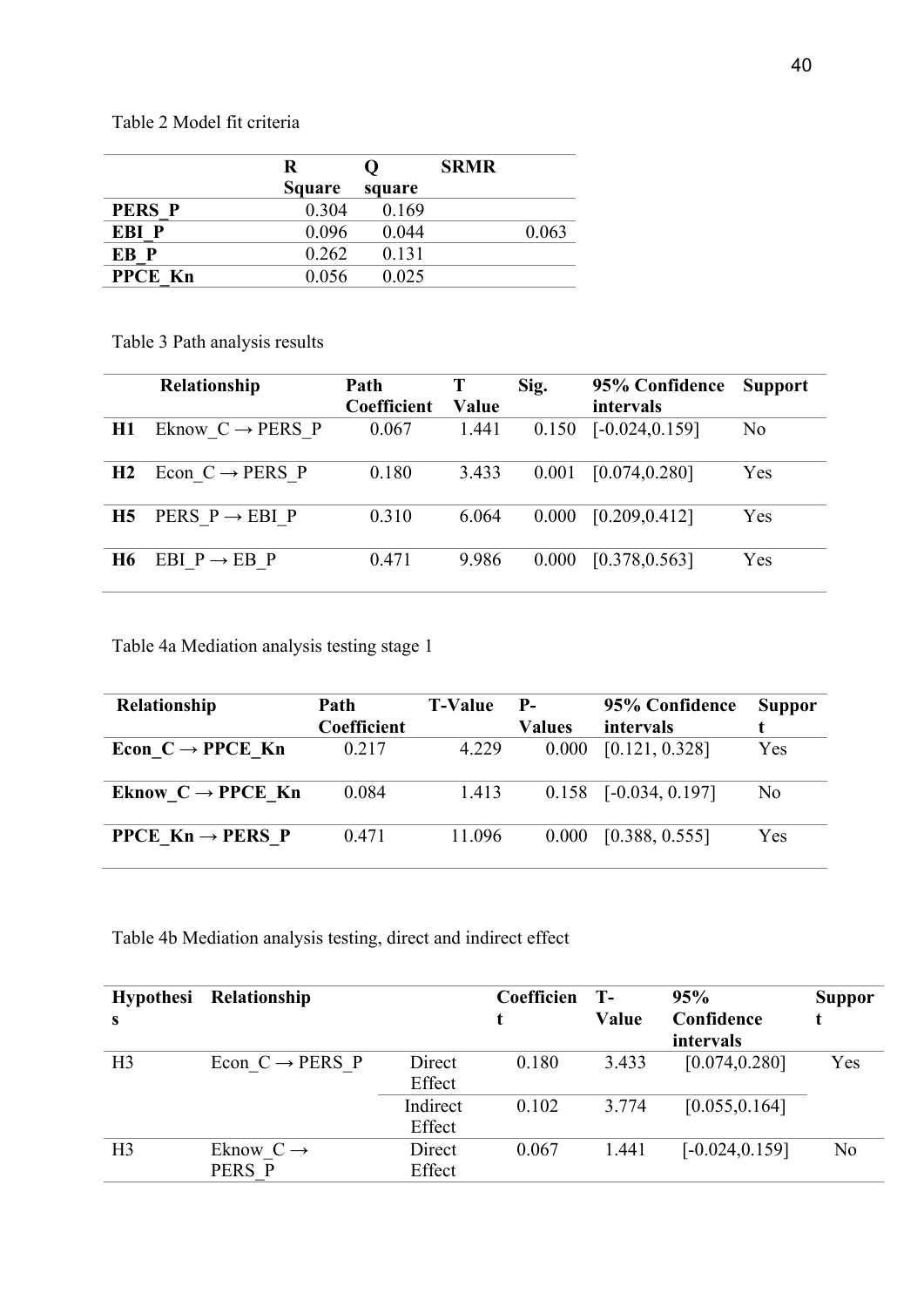Table 2 Model fit criteria

| | R Square | Q square | SRMR |
|---|---|---|---|
| **PERS_P** | 0.304 | 0.169 | |
| **EBI_P** | 0.096 | 0.044 | 0.063 |
| **EB_P** | 0.262 | 0.131 | |
| **PPCE_Kn** | 0.056 | 0.025 | |

Table 3 Path analysis results

| | Relationship | Path Coefficient | T Value | Sig. | 95% Confidence intervals | Support |
|---|---|---|---|---|---|---|
| **H1** | Eknow_C → PERS_P | 0.067 | 1.441 | 0.150 | [-0.024,0.159] | No |
| **H2** | Econ_C → PERS_P | 0.180 | 3.433 | 0.001 | [0.074,0.280] | Yes |
| **H5** | PERS_P → EBI_P | 0.310 | 6.064 | 0.000 | [0.209,0.412] | Yes |
| **H6** | EBI_P → EB_P | 0.471 | 9.986 | 0.000 | [0.378,0.563] | Yes |

Table 4a Mediation analysis testing stage 1

| Relationship | Path Coefficient | T-Value | P-Values | 95% Confidence intervals | Support |
|---|---|---|---|---|---|
| **Econ_C → PPCE_Kn** | 0.217 | 4.229 | 0.000 | [0.121, 0.328] | Yes |
| **Eknow_C → PPCE_Kn** | 0.084 | 1.413 | 0.158 | [-0.034, 0.197] | No |
| **PPCE_Kn → PERS_P** | 0.471 | 11.096 | 0.000 | [0.388, 0.555] | Yes |

Table 4b Mediation analysis testing, direct and indirect effect

| Hypothesis | Relationship | | Coefficient | T-Value | 95% Confidence intervals | Support |
|---|---|---|---|---|---|---|
| H3 | Econ_C → PERS_P | Direct Effect | 0.180 | 3.433 | [0.074,0.280] | Yes |
| | | Indirect Effect | 0.102 | 3.774 | [0.055,0.164] | |
| H3 | Eknow_C → PERS_P | Direct Effect | 0.067 | 1.441 | [-0.024,0.159] | No |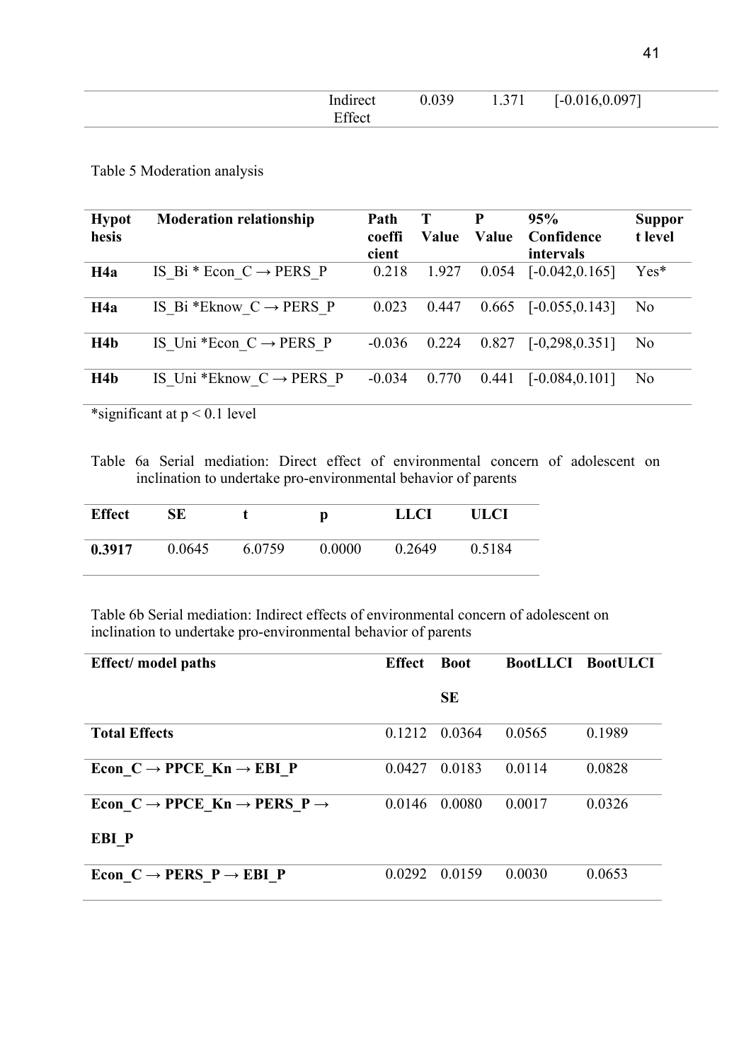| | Indirect Effect | 0.039 | 1.371 | [-0.016,0.097] |
|---|---|---|---|---|

Table 5 Moderation analysis

| Hypothesis | Moderation relationship | Path coefficient | T Value | P Value | 95% Confidence intervals | Support level |
|---|---|---|---|---|---|---|
| **H4a** | IS_Bi * Econ_C → PERS_P | 0.218 | 1.927 | 0.054 | [-0.042,0.165] | Yes* |
| **H4a** | IS_Bi *Eknow_C → PERS_P | 0.023 | 0.447 | 0.665 | [-0.055,0.143] | No |
| **H4b** | IS_Uni *Econ_C → PERS_P | -0.036 | 0.224 | 0.827 | [-0,298,0.351] | No |
| **H4b** | IS_Uni *Eknow_C → PERS_P | -0.034 | 0.770 | 0.441 | [-0.084,0.101] | No |

*significant at $p < 0.1$ level

Table 6a Serial mediation: Direct effect of environmental concern of adolescent on inclination to undertake pro-environmental behavior of parents

| Effect | SE | t | p | LLCI | ULCI |
|---|---|---|---|---|---|
| **0.3917** | 0.0645 | 6.0759 | 0.0000 | 0.2649 | 0.5184 |

Table 6b Serial mediation: Indirect effects of environmental concern of adolescent on inclination to undertake pro-environmental behavior of parents

| Effect/ model paths | Effect | Boot SE | BootLLCI | BootULCI |
|---|---|---|---|---|
| **Total Effects** | 0.1212 | 0.0364 | 0.0565 | 0.1989 |
| **Econ_C → PPCE_Kn → EBI_P** | 0.0427 | 0.0183 | 0.0114 | 0.0828 |
| **Econ_C → PPCE_Kn → PERS_P → EBI_P** | 0.0146 | 0.0080 | 0.0017 | 0.0326 |
| **Econ_C → PERS_P → EBI_P** | 0.0292 | 0.0159 | 0.0030 | 0.0653 |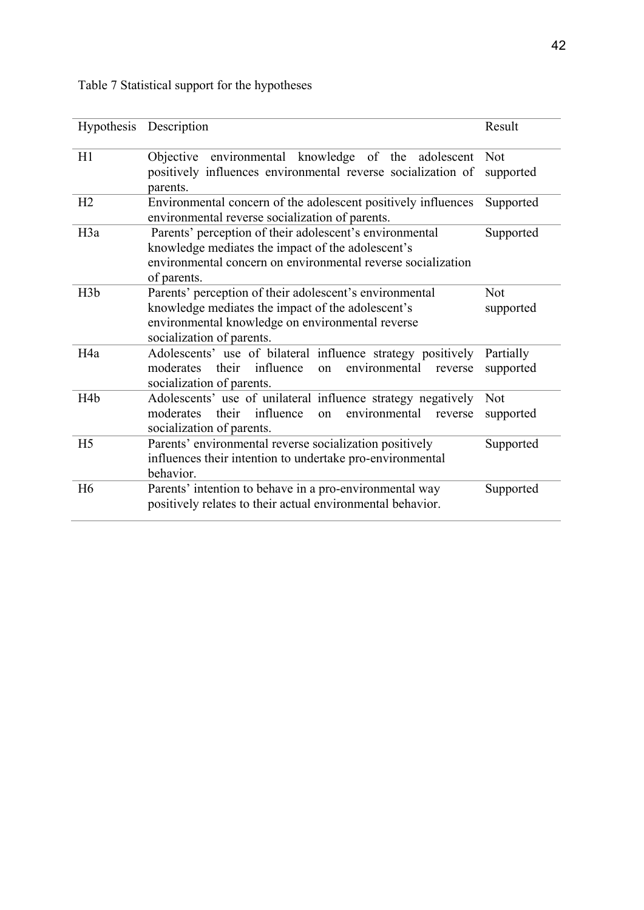Table 7 Statistical support for the hypotheses

| Hypothesis | Description | Result |
| --- | --- | --- |
| H1 | Objective environmental knowledge of the adolescent positively influences environmental reverse socialization of parents. | Not supported |
| H2 | Environmental concern of the adolescent positively influences environmental reverse socialization of parents. | Supported |
| H3a | Parents' perception of their adolescent's environmental knowledge mediates the impact of the adolescent's environmental concern on environmental reverse socialization of parents. | Supported |
| H3b | Parents' perception of their adolescent's environmental knowledge mediates the impact of the adolescent's environmental knowledge on environmental reverse socialization of parents. | Not supported |
| H4a | Adolescents' use of bilateral influence strategy positively moderates their influence on environmental reverse socialization of parents. | Partially supported |
| H4b | Adolescents' use of unilateral influence strategy negatively moderates their influence on environmental reverse socialization of parents. | Not supported |
| H5 | Parents' environmental reverse socialization positively influences their intention to undertake pro-environmental behavior. | Supported |
| H6 | Parents' intention to behave in a pro-environmental way positively relates to their actual environmental behavior. | Supported |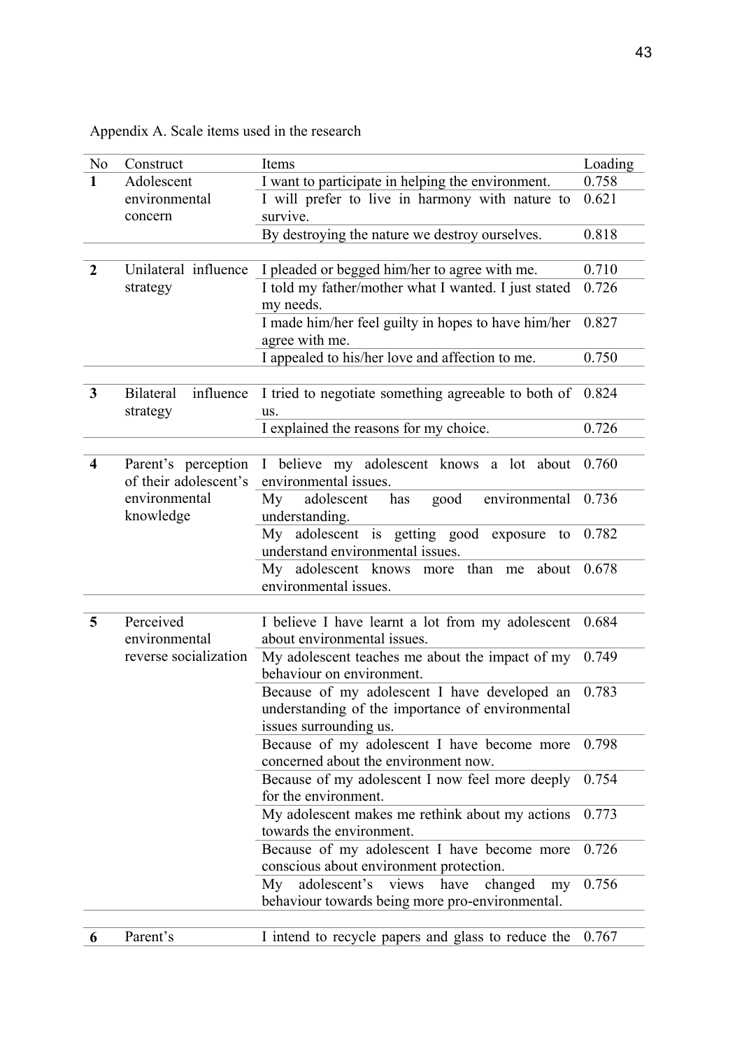Appendix A. Scale items used in the research

| No | Construct | Items | Loading |
|---|---|---|---|
| **1** | Adolescent environmental concern | I want to participate in helping the environment. | 0.758 |
| | | I will prefer to live in harmony with nature to survive. | 0.621 |
| | | By destroying the nature we destroy ourselves. | 0.818 |
| **2** | Unilateral influence strategy | I pleaded or begged him/her to agree with me. | 0.710 |
| | | I told my father/mother what I wanted. I just stated my needs. | 0.726 |
| | | I made him/her feel guilty in hopes to have him/her agree with me. | 0.827 |
| | | I appealed to his/her love and affection to me. | 0.750 |
| **3** | Bilateral influence strategy | I tried to negotiate something agreeable to both of us. | 0.824 |
| | | I explained the reasons for my choice. | 0.726 |
| **4** | Parent's perception of their adolescent's environmental knowledge | I believe my adolescent knows a lot about environmental issues. | 0.760 |
| | | My adolescent has good environmental understanding. | 0.736 |
| | | My adolescent is getting good exposure to understand environmental issues. | 0.782 |
| | | My adolescent knows more than me about environmental issues. | 0.678 |
| **5** | Perceived environmental reverse socialization | I believe I have learnt a lot from my adolescent about environmental issues. | 0.684 |
| | | My adolescent teaches me about the impact of my behaviour on environment. | 0.749 |
| | | Because of my adolescent I have developed an understanding of the importance of environmental issues surrounding us. | 0.783 |
| | | Because of my adolescent I have become more concerned about the environment now. | 0.798 |
| | | Because of my adolescent I now feel more deeply for the environment. | 0.754 |
| | | My adolescent makes me rethink about my actions towards the environment. | 0.773 |
| | | Because of my adolescent I have become more conscious about environment protection. | 0.726 |
| | | My adolescent's views have changed my behaviour towards being more pro-environmental. | 0.756 |
| **6** | Parent's | I intend to recycle papers and glass to reduce the | 0.767 |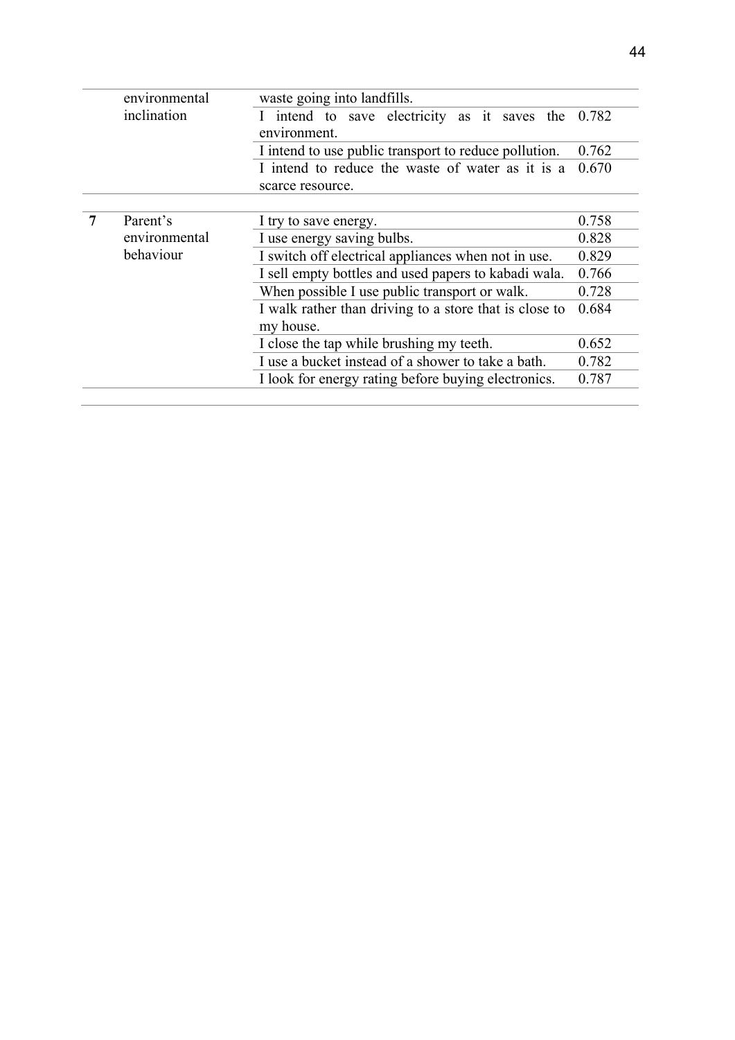|   | environmental inclination | waste going into landfills. |   |
|---|---|---|---|
|   |   | I intend to save electricity as it saves the environment. | 0.782 |
|   |   | I intend to use public transport to reduce pollution. | 0.762 |
|   |   | I intend to reduce the waste of water as it is a scarce resource. | 0.670 |
| **7** | Parent's environmental behaviour | I try to save energy. | 0.758 |
|   |   | I use energy saving bulbs. | 0.828 |
|   |   | I switch off electrical appliances when not in use. | 0.829 |
|   |   | I sell empty bottles and used papers to kabadi wala. | 0.766 |
|   |   | When possible I use public transport or walk. | 0.728 |
|   |   | I walk rather than driving to a store that is close to my house. | 0.684 |
|   |   | I close the tap while brushing my teeth. | 0.652 |
|   |   | I use a bucket instead of a shower to take a bath. | 0.782 |
|   |   | I look for energy rating before buying electronics. | 0.787 |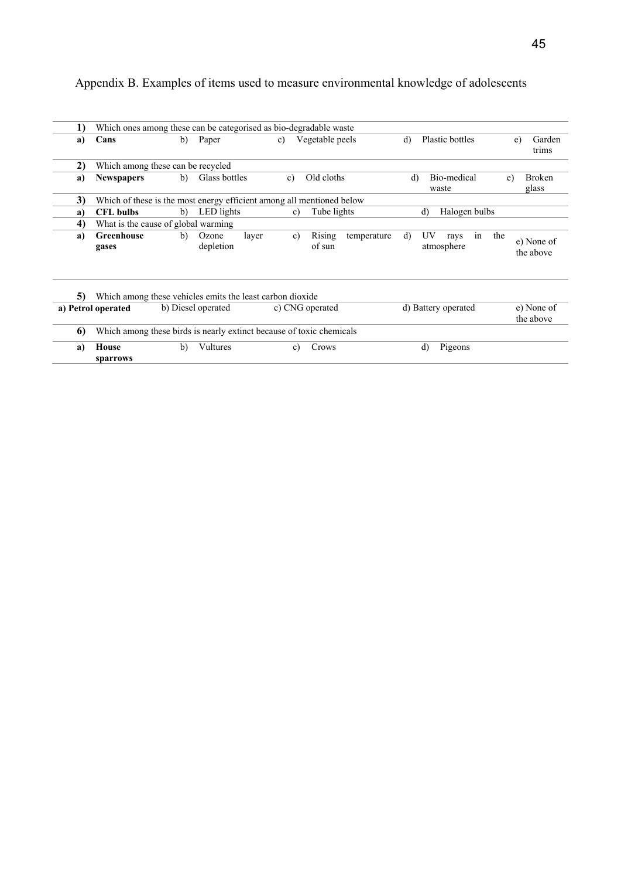Appendix B. Examples of items used to measure environmental knowledge of adolescents

| | | | | | |
|---|---|---|---|---|---|
| **1)** | Which ones among these can be categorised as bio-degradable waste | | | | |
| **a)** | **Cans** | b) Paper | c) Vegetable peels | d) Plastic bottles | e) Garden trims |
| **2)** | Which among these can be recycled | | | | |
| **a)** | **Newspapers** | b) Glass bottles | c) Old cloths | d) Bio-medical waste | e) Broken glass |
| **3)** | Which of these is the most energy efficient among all mentioned below | | | | |
| **a)** | **CFL bulbs** | b) LED lights | c) Tube lights | d) Halogen bulbs | |
| **4)** | What is the cause of global warming | | | | |
| **a)** | **Greenhouse gases** | b) Ozone layer depletion | c) Rising temperature of sun | d) UV rays in the atmosphere | e) None of the above |
| **5)** | Which among these vehicles emits the least carbon dioxide | | | | |
| **a)** | **Petrol operated** | b) Diesel operated | c) CNG operated | d) Battery operated | e) None of the above |
| **6)** | Which among these birds is nearly extinct because of toxic chemicals | | | | |
| **a)** | **House sparrows** | b) Vultures | c) Crows | d) Pigeons | |